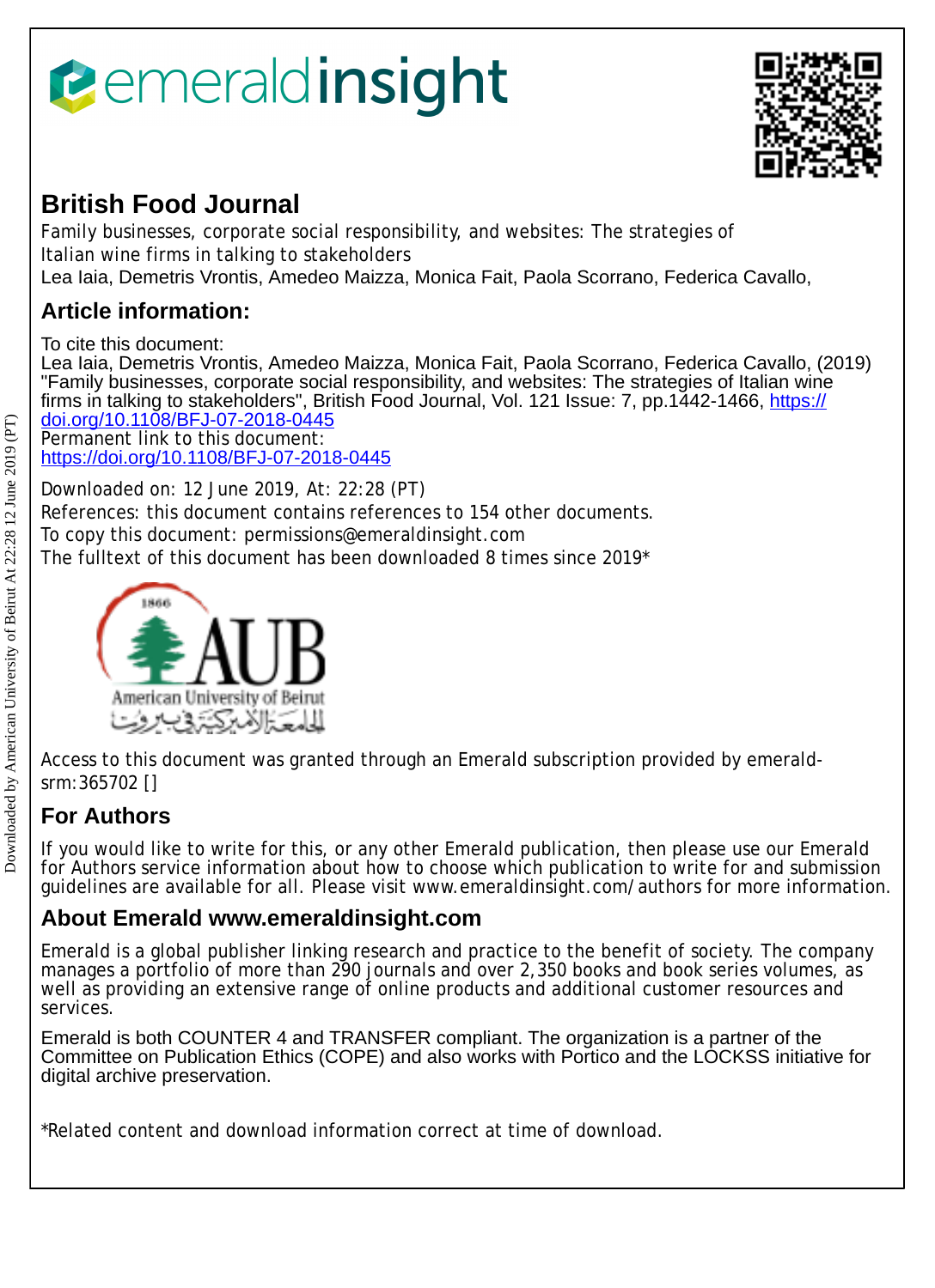# British Food Journal

Family businesses, corporate social responsibility, and websites: The strategies of Italian wine firms in talking to stakeholders

Lea Iaia, Demetris Vrontis, Amedeo Maizza, Monica Fait, Paola Scorrano, Federica Cavallo,

## Article information:

To cite this document:

Lea Iaia, Demetris Vrontis, Amedeo Maizza, Monica Fait, Paola Scorrano, Federica Cavallo, (2019) "Family businesses, corporate social responsibility, and websites: The strategies of Italian wine firms in talking to stakeholders", British Food Journal, Vol. 121 Issue: 7, pp.1442-1466, https://doi.org/10.1108/BFJ-07-2018-0445

Permanent link to this document:

https://doi.org/10.1108/BFJ-07-2018-0445

Downloaded on: 12 June 2019, At: 22:28 (PT)

References: this document contains references to 154 other documents.

To copy this document: permissions@emeraldinsight.com

The fulltext of this document has been downloaded 8 times since 2019*

Access to this document was granted through an Emerald subscription provided by emerald-srm:365702 []

## For Authors

If you would like to write for this, or any other Emerald publication, then please use our Emerald for Authors service information about how to choose which publication to write for and submission guidelines are available for all. Please visit www.emeraldinsight.com/authors for more information.

## About Emerald www.emeraldinsight.com

Emerald is a global publisher linking research and practice to the benefit of society. The company manages a portfolio of more than 290 journals and over 2,350 books and book series volumes, as well as providing an extensive range of online products and additional customer resources and services.

Emerald is both COUNTER 4 and TRANSFER compliant. The organization is a partner of the Committee on Publication Ethics (COPE) and also works with Portico and the LOCKSS initiative for digital archive preservation.

*Related content and download information correct at time of download.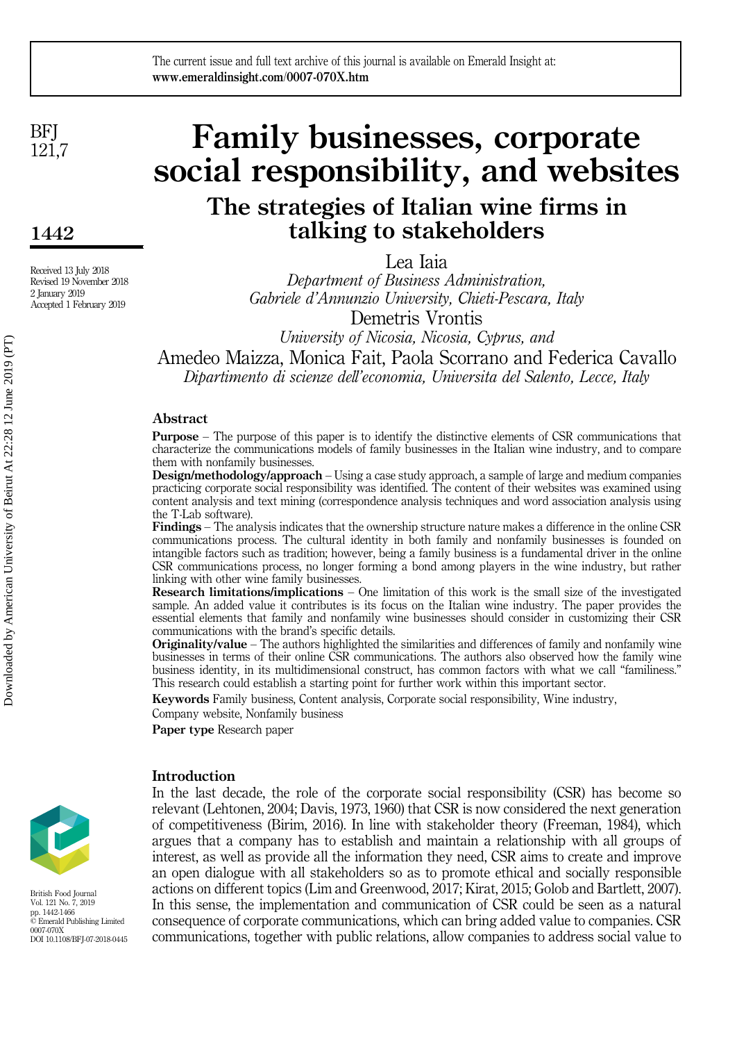# Family businesses, corporate social responsibility, and websites

## The strategies of Italian wine firms in talking to stakeholders

Lea Iaia

*Department of Business Administration, Gabriele d'Annunzio University, Chieti-Pescara, Italy*

Demetris Vrontis

*University of Nicosia, Nicosia, Cyprus, and*

Amedeo Maizza, Monica Fait, Paola Scorrano and Federica Cavallo

*Dipartimento di scienze dell'economia, Universita del Salento, Lecce, Italy*

Received 13 July 2018
Revised 19 November 2018
2 January 2019
Accepted 1 February 2019

### Abstract

**Purpose** – The purpose of this paper is to identify the distinctive elements of CSR communications that characterize the communications models of family businesses in the Italian wine industry, and to compare them with nonfamily businesses.

**Design/methodology/approach** – Using a case study approach, a sample of large and medium companies practicing corporate social responsibility was identified. The content of their websites was examined using content analysis and text mining (correspondence analysis techniques and word association analysis using the T-Lab software).

**Findings** – The analysis indicates that the ownership structure nature makes a difference in the online CSR communications process. The cultural identity in both family and nonfamily businesses is founded on intangible factors such as tradition; however, being a family business is a fundamental driver in the online CSR communications process, no longer forming a bond among players in the wine industry, but rather linking with other wine family businesses.

**Research limitations/implications** – One limitation of this work is the small size of the investigated sample. An added value it contributes is its focus on the Italian wine industry. The paper provides the essential elements that family and nonfamily wine businesses should consider in customizing their CSR communications with the brand's specific details.

**Originality/value** – The authors highlighted the similarities and differences of family and nonfamily wine businesses in terms of their online CSR communications. The authors also observed how the family wine business identity, in its multidimensional construct, has common factors with what we call "familiness." This research could establish a starting point for further work within this important sector.

**Keywords** Family business, Content analysis, Corporate social responsibility, Wine industry, Company website, Nonfamily business

**Paper type** Research paper

### Introduction

In the last decade, the role of the corporate social responsibility (CSR) has become so relevant (Lehtonen, 2004; Davis, 1973, 1960) that CSR is now considered the next generation of competitiveness (Birim, 2016). In line with stakeholder theory (Freeman, 1984), which argues that a company has to establish and maintain a relationship with all groups of interest, as well as provide all the information they need, CSR aims to create and improve an open dialogue with all stakeholders so as to promote ethical and socially responsible actions on different topics (Lim and Greenwood, 2017; Kirat, 2015; Golob and Bartlett, 2007). In this sense, the implementation and communication of CSR could be seen as a natural consequence of corporate communications, which can bring added value to companies. CSR communications, together with public relations, allow companies to address social value to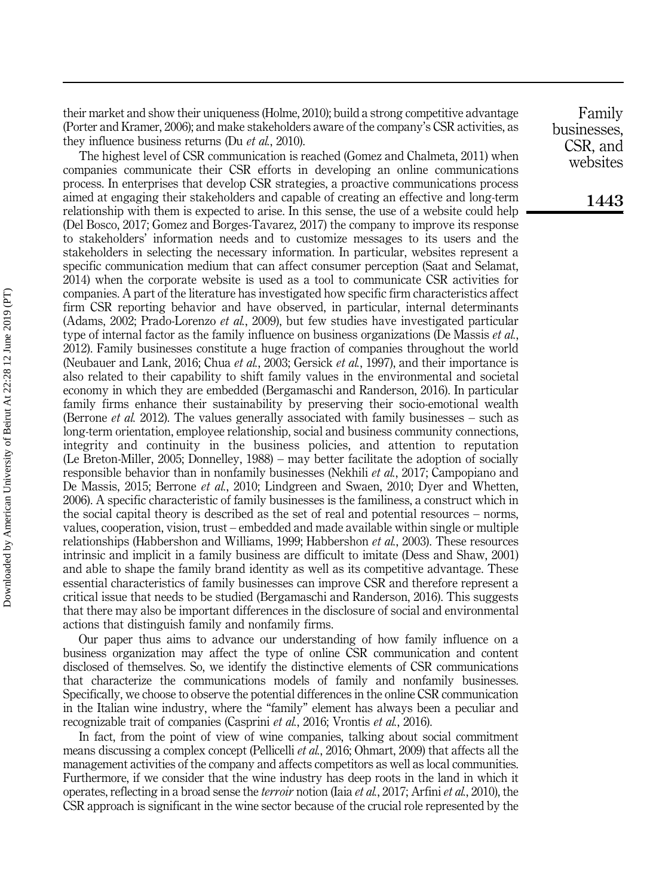their market and show their uniqueness (Holme, 2010); build a strong competitive advantage (Porter and Kramer, 2006); and make stakeholders aware of the company's CSR activities, as they influence business returns (Du *et al.*, 2010).

The highest level of CSR communication is reached (Gomez and Chalmeta, 2011) when companies communicate their CSR efforts in developing an online communications process. In enterprises that develop CSR strategies, a proactive communications process aimed at engaging their stakeholders and capable of creating an effective and long-term relationship with them is expected to arise. In this sense, the use of a website could help (Del Bosco, 2017; Gomez and Borges-Tavarez, 2017) the company to improve its response to stakeholders' information needs and to customize messages to its users and the stakeholders in selecting the necessary information. In particular, websites represent a specific communication medium that can affect consumer perception (Saat and Selamat, 2014) when the corporate website is used as a tool to communicate CSR activities for companies. A part of the literature has investigated how specific firm characteristics affect firm CSR reporting behavior and have observed, in particular, internal determinants (Adams, 2002; Prado-Lorenzo *et al.*, 2009), but few studies have investigated particular type of internal factor as the family influence on business organizations (De Massis *et al.*, 2012). Family businesses constitute a huge fraction of companies throughout the world (Neubauer and Lank, 2016; Chua *et al.*, 2003; Gersick *et al.*, 1997), and their importance is also related to their capability to shift family values in the environmental and societal economy in which they are embedded (Bergamaschi and Randerson, 2016). In particular family firms enhance their sustainability by preserving their socio-emotional wealth (Berrone *et al.* 2012). The values generally associated with family businesses – such as long-term orientation, employee relationship, social and business community connections, integrity and continuity in the business policies, and attention to reputation (Le Breton-Miller, 2005; Donnelley, 1988) – may better facilitate the adoption of socially responsible behavior than in nonfamily businesses (Nekhili *et al.*, 2017; Campopiano and De Massis, 2015; Berrone *et al.*, 2010; Lindgreen and Swaen, 2010; Dyer and Whetten, 2006). A specific characteristic of family businesses is the familiness, a construct which in the social capital theory is described as the set of real and potential resources – norms, values, cooperation, vision, trust – embedded and made available within single or multiple relationships (Habbershon and Williams, 1999; Habbershon *et al.*, 2003). These resources intrinsic and implicit in a family business are difficult to imitate (Dess and Shaw, 2001) and able to shape the family brand identity as well as its competitive advantage. These essential characteristics of family businesses can improve CSR and therefore represent a critical issue that needs to be studied (Bergamaschi and Randerson, 2016). This suggests that there may also be important differences in the disclosure of social and environmental actions that distinguish family and nonfamily firms.

Our paper thus aims to advance our understanding of how family influence on a business organization may affect the type of online CSR communication and content disclosed of themselves. So, we identify the distinctive elements of CSR communications that characterize the communications models of family and nonfamily businesses. Specifically, we choose to observe the potential differences in the online CSR communication in the Italian wine industry, where the "family" element has always been a peculiar and recognizable trait of companies (Casprini *et al.*, 2016; Vrontis *et al.*, 2016).

In fact, from the point of view of wine companies, talking about social commitment means discussing a complex concept (Pellicelli *et al.*, 2016; Ohmart, 2009) that affects all the management activities of the company and affects competitors as well as local communities. Furthermore, if we consider that the wine industry has deep roots in the land in which it operates, reflecting in a broad sense the *terroir* notion (Iaia *et al.*, 2017; Arfini *et al.*, 2010), the CSR approach is significant in the wine sector because of the crucial role represented by the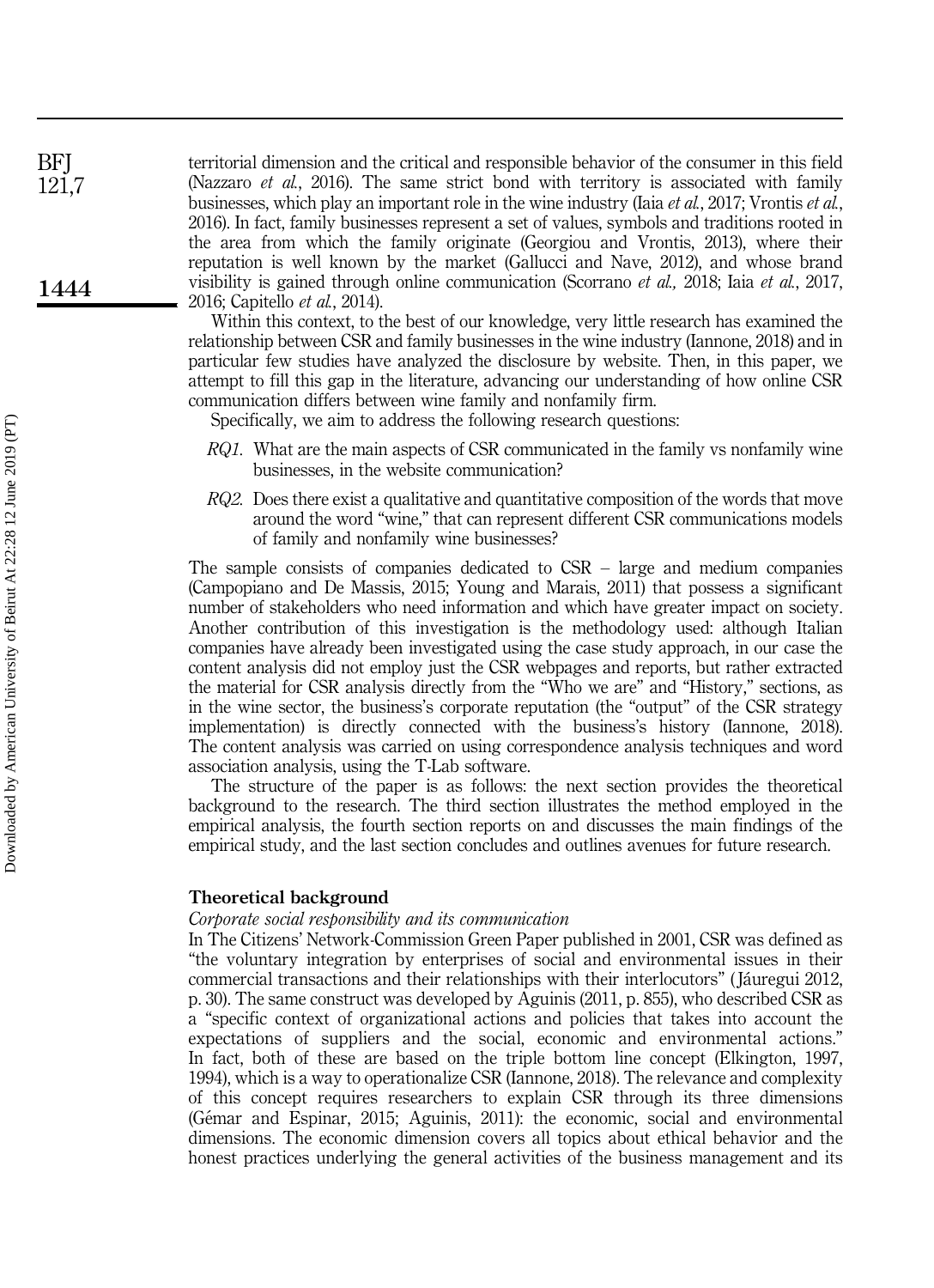territorial dimension and the critical and responsible behavior of the consumer in this field (Nazzaro *et al.*, 2016). The same strict bond with territory is associated with family businesses, which play an important role in the wine industry (Iaia *et al.*, 2017; Vrontis *et al.*, 2016). In fact, family businesses represent a set of values, symbols and traditions rooted in the area from which the family originate (Georgiou and Vrontis, 2013), where their reputation is well known by the market (Gallucci and Nave, 2012), and whose brand visibility is gained through online communication (Scorrano *et al.,* 2018; Iaia *et al.*, 2017, 2016; Capitello *et al.*, 2014).

Within this context, to the best of our knowledge, very little research has examined the relationship between CSR and family businesses in the wine industry (Iannone, 2018) and in particular few studies have analyzed the disclosure by website. Then, in this paper, we attempt to fill this gap in the literature, advancing our understanding of how online CSR communication differs between wine family and nonfamily firm.

Specifically, we aim to address the following research questions:

- *RQ1.* What are the main aspects of CSR communicated in the family vs nonfamily wine businesses, in the website communication?
- *RQ2.* Does there exist a qualitative and quantitative composition of the words that move around the word "wine," that can represent different CSR communications models of family and nonfamily wine businesses?

The sample consists of companies dedicated to CSR – large and medium companies (Campopiano and De Massis, 2015; Young and Marais, 2011) that possess a significant number of stakeholders who need information and which have greater impact on society. Another contribution of this investigation is the methodology used: although Italian companies have already been investigated using the case study approach, in our case the content analysis did not employ just the CSR webpages and reports, but rather extracted the material for CSR analysis directly from the "Who we are" and "History," sections, as in the wine sector, the business's corporate reputation (the "output" of the CSR strategy implementation) is directly connected with the business's history (Iannone, 2018). The content analysis was carried on using correspondence analysis techniques and word association analysis, using the T-Lab software.

The structure of the paper is as follows: the next section provides the theoretical background to the research. The third section illustrates the method employed in the empirical analysis, the fourth section reports on and discusses the main findings of the empirical study, and the last section concludes and outlines avenues for future research.

## Theoretical background

### *Corporate social responsibility and its communication*

In The Citizens' Network-Commission Green Paper published in 2001, CSR was defined as "the voluntary integration by enterprises of social and environmental issues in their commercial transactions and their relationships with their interlocutors" (Jáuregui 2012, p. 30). The same construct was developed by Aguinis (2011, p. 855), who described CSR as a "specific context of organizational actions and policies that takes into account the expectations of suppliers and the social, economic and environmental actions." In fact, both of these are based on the triple bottom line concept (Elkington, 1997, 1994), which is a way to operationalize CSR (Iannone, 2018). The relevance and complexity of this concept requires researchers to explain CSR through its three dimensions (Gémar and Espinar, 2015; Aguinis, 2011): the economic, social and environmental dimensions. The economic dimension covers all topics about ethical behavior and the honest practices underlying the general activities of the business management and its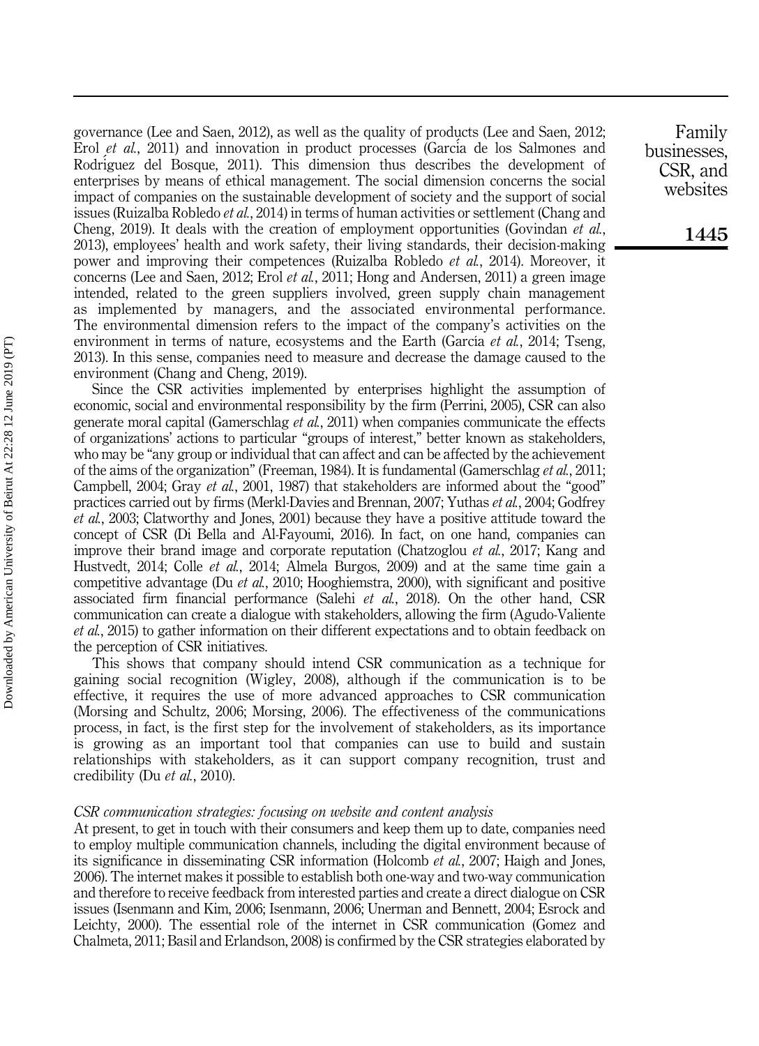governance (Lee and Saen, 2012), as well as the quality of products (Lee and Saen, 2012; Erol *et al.*, 2011) and innovation in product processes (García de los Salmones and Rodríguez del Bosque, 2011). This dimension thus describes the development of enterprises by means of ethical management. The social dimension concerns the social impact of companies on the sustainable development of society and the support of social issues (Ruizalba Robledo *et al.*, 2014) in terms of human activities or settlement (Chang and Cheng, 2019). It deals with the creation of employment opportunities (Govindan *et al.*, 2013), employees' health and work safety, their living standards, their decision-making power and improving their competences (Ruizalba Robledo *et al.*, 2014). Moreover, it concerns (Lee and Saen, 2012; Erol *et al.*, 2011; Hong and Andersen, 2011) a green image intended, related to the green suppliers involved, green supply chain management as implemented by managers, and the associated environmental performance. The environmental dimension refers to the impact of the company's activities on the environment in terms of nature, ecosystems and the Earth (García *et al.*, 2014; Tseng, 2013). In this sense, companies need to measure and decrease the damage caused to the environment (Chang and Cheng, 2019).

Since the CSR activities implemented by enterprises highlight the assumption of economic, social and environmental responsibility by the firm (Perrini, 2005), CSR can also generate moral capital (Gamerschlag *et al.*, 2011) when companies communicate the effects of organizations' actions to particular "groups of interest," better known as stakeholders, who may be "any group or individual that can affect and can be affected by the achievement of the aims of the organization" (Freeman, 1984). It is fundamental (Gamerschlag *et al.*, 2011; Campbell, 2004; Gray *et al.*, 2001, 1987) that stakeholders are informed about the "good" practices carried out by firms (Merkl-Davies and Brennan, 2007; Yuthas *et al.*, 2004; Godfrey *et al.*, 2003; Clatworthy and Jones, 2001) because they have a positive attitude toward the concept of CSR (Di Bella and Al-Fayoumi, 2016). In fact, on one hand, companies can improve their brand image and corporate reputation (Chatzoglou *et al.*, 2017; Kang and Hustvedt, 2014; Colle *et al.*, 2014; Almela Burgos, 2009) and at the same time gain a competitive advantage (Du *et al.*, 2010; Hooghiemstra, 2000), with significant and positive associated firm financial performance (Salehi *et al.*, 2018). On the other hand, CSR communication can create a dialogue with stakeholders, allowing the firm (Agudo-Valiente *et al.*, 2015) to gather information on their different expectations and to obtain feedback on the perception of CSR initiatives.

This shows that company should intend CSR communication as a technique for gaining social recognition (Wigley, 2008), although if the communication is to be effective, it requires the use of more advanced approaches to CSR communication (Morsing and Schultz, 2006; Morsing, 2006). The effectiveness of the communications process, in fact, is the first step for the involvement of stakeholders, as its importance is growing as an important tool that companies can use to build and sustain relationships with stakeholders, as it can support company recognition, trust and credibility (Du *et al.*, 2010).

### *CSR communication strategies: focusing on website and content analysis*

At present, to get in touch with their consumers and keep them up to date, companies need to employ multiple communication channels, including the digital environment because of its significance in disseminating CSR information (Holcomb *et al.*, 2007; Haigh and Jones, 2006). The internet makes it possible to establish both one-way and two-way communication and therefore to receive feedback from interested parties and create a direct dialogue on CSR issues (Isenmann and Kim, 2006; Isenmann, 2006; Unerman and Bennett, 2004; Esrock and Leichty, 2000). The essential role of the internet in CSR communication (Gomez and Chalmeta, 2011; Basil and Erlandson, 2008) is confirmed by the CSR strategies elaborated by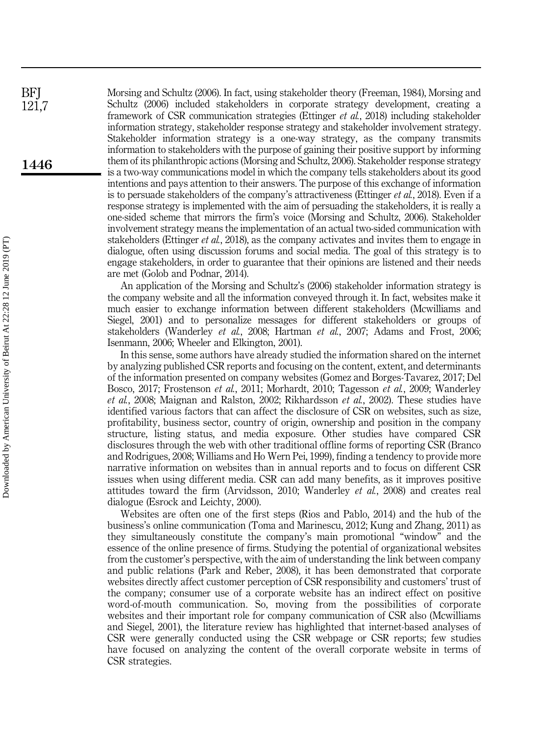Morsing and Schultz (2006). In fact, using stakeholder theory (Freeman, 1984), Morsing and Schultz (2006) included stakeholders in corporate strategy development, creating a framework of CSR communication strategies (Ettinger *et al.*, 2018) including stakeholder information strategy, stakeholder response strategy and stakeholder involvement strategy. Stakeholder information strategy is a one-way strategy, as the company transmits information to stakeholders with the purpose of gaining their positive support by informing them of its philanthropic actions (Morsing and Schultz, 2006). Stakeholder response strategy is a two-way communications model in which the company tells stakeholders about its good intentions and pays attention to their answers. The purpose of this exchange of information is to persuade stakeholders of the company's attractiveness (Ettinger *et al.*, 2018). Even if a response strategy is implemented with the aim of persuading the stakeholders, it is really a one-sided scheme that mirrors the firm's voice (Morsing and Schultz, 2006). Stakeholder involvement strategy means the implementation of an actual two-sided communication with stakeholders (Ettinger *et al.*, 2018), as the company activates and invites them to engage in dialogue, often using discussion forums and social media. The goal of this strategy is to engage stakeholders, in order to guarantee that their opinions are listened and their needs are met (Golob and Podnar, 2014).

An application of the Morsing and Schultz's (2006) stakeholder information strategy is the company website and all the information conveyed through it. In fact, websites make it much easier to exchange information between different stakeholders (Mcwilliams and Siegel, 2001) and to personalize messages for different stakeholders or groups of stakeholders (Wanderley *et al.*, 2008; Hartman *et al.*, 2007; Adams and Frost, 2006; Isenmann, 2006; Wheeler and Elkington, 2001).

In this sense, some authors have already studied the information shared on the internet by analyzing published CSR reports and focusing on the content, extent, and determinants of the information presented on company websites (Gomez and Borges-Tavarez, 2017; Del Bosco, 2017; Frostenson *et al.*, 2011; Morhardt, 2010; Tagesson *et al.*, 2009; Wanderley *et al.*, 2008; Maignan and Ralston, 2002; Rikhardsson *et al.*, 2002). These studies have identified various factors that can affect the disclosure of CSR on websites, such as size, profitability, business sector, country of origin, ownership and position in the company structure, listing status, and media exposure. Other studies have compared CSR disclosures through the web with other traditional offline forms of reporting CSR (Branco and Rodrigues, 2008; Williams and Ho Wern Pei, 1999), finding a tendency to provide more narrative information on websites than in annual reports and to focus on different CSR issues when using different media. CSR can add many benefits, as it improves positive attitudes toward the firm (Arvidsson, 2010; Wanderley *et al.*, 2008) and creates real dialogue (Esrock and Leichty, 2000).

Websites are often one of the first steps (Rios and Pablo, 2014) and the hub of the business's online communication (Toma and Marinescu, 2012; Kung and Zhang, 2011) as they simultaneously constitute the company's main promotional "window" and the essence of the online presence of firms. Studying the potential of organizational websites from the customer's perspective, with the aim of understanding the link between company and public relations (Park and Reber, 2008), it has been demonstrated that corporate websites directly affect customer perception of CSR responsibility and customers' trust of the company; consumer use of a corporate website has an indirect effect on positive word-of-mouth communication. So, moving from the possibilities of corporate websites and their important role for company communication of CSR also (Mcwilliams and Siegel, 2001), the literature review has highlighted that internet-based analyses of CSR were generally conducted using the CSR webpage or CSR reports; few studies have focused on analyzing the content of the overall corporate website in terms of CSR strategies.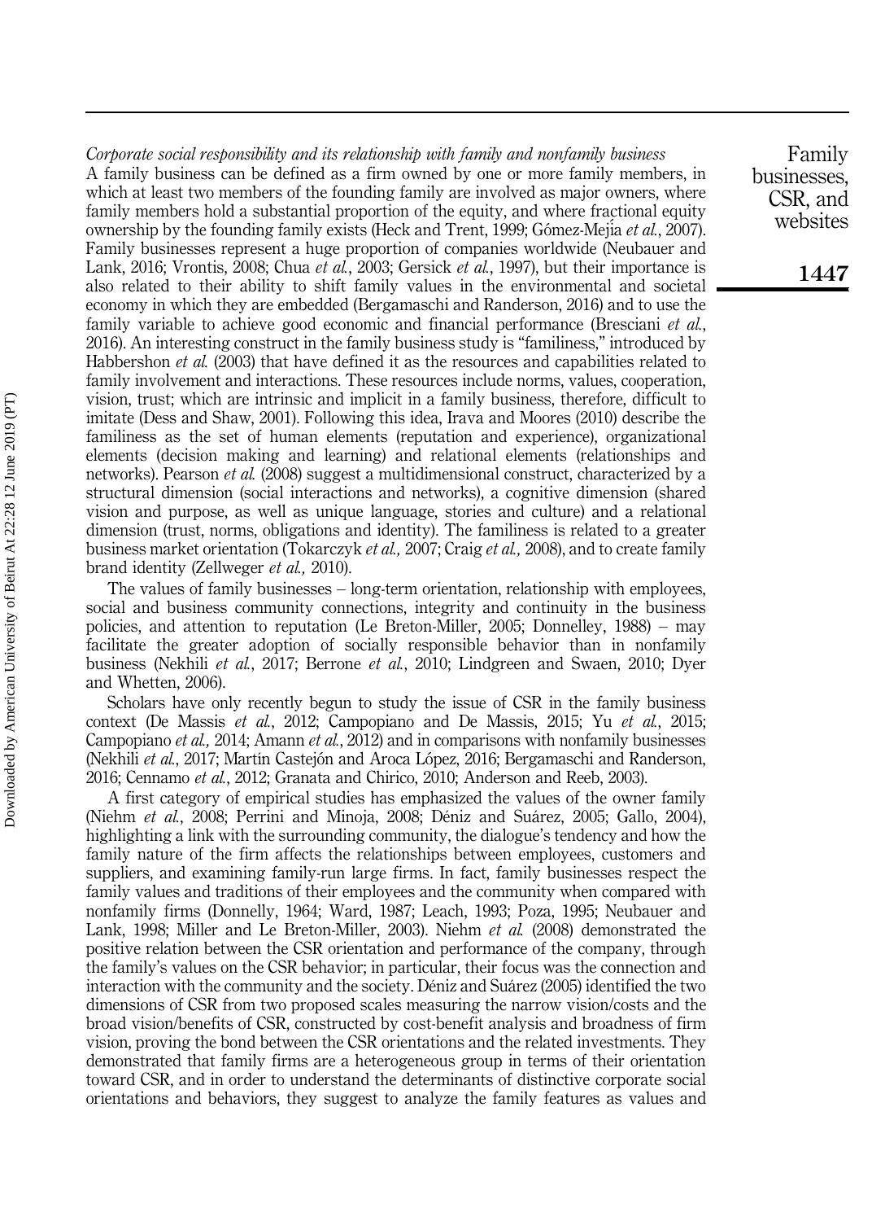*Corporate social responsibility and its relationship with family and nonfamily business*

A family business can be defined as a firm owned by one or more family members, in which at least two members of the founding family are involved as major owners, where family members hold a substantial proportion of the equity, and where fractional equity ownership by the founding family exists (Heck and Trent, 1999; Gómez-Mejía *et al.*, 2007). Family businesses represent a huge proportion of companies worldwide (Neubauer and Lank, 2016; Vrontis, 2008; Chua *et al.*, 2003; Gersick *et al.*, 1997), but their importance is also related to their ability to shift family values in the environmental and societal economy in which they are embedded (Bergamaschi and Randerson, 2016) and to use the family variable to achieve good economic and financial performance (Bresciani *et al.*, 2016). An interesting construct in the family business study is "familiness," introduced by Habbershon *et al.* (2003) that have defined it as the resources and capabilities related to family involvement and interactions. These resources include norms, values, cooperation, vision, trust; which are intrinsic and implicit in a family business, therefore, difficult to imitate (Dess and Shaw, 2001). Following this idea, Irava and Moores (2010) describe the familiness as the set of human elements (reputation and experience), organizational elements (decision making and learning) and relational elements (relationships and networks). Pearson *et al.* (2008) suggest a multidimensional construct, characterized by a structural dimension (social interactions and networks), a cognitive dimension (shared vision and purpose, as well as unique language, stories and culture) and a relational dimension (trust, norms, obligations and identity). The familiness is related to a greater business market orientation (Tokarczyk *et al.,* 2007; Craig *et al.,* 2008), and to create family brand identity (Zellweger *et al.,* 2010).

The values of family businesses – long-term orientation, relationship with employees, social and business community connections, integrity and continuity in the business policies, and attention to reputation (Le Breton-Miller, 2005; Donnelley, 1988) – may facilitate the greater adoption of socially responsible behavior than in nonfamily business (Nekhili *et al.*, 2017; Berrone *et al.*, 2010; Lindgreen and Swaen, 2010; Dyer and Whetten, 2006).

Scholars have only recently begun to study the issue of CSR in the family business context (De Massis *et al.*, 2012; Campopiano and De Massis, 2015; Yu *et al.*, 2015; Campopiano *et al.,* 2014; Amann *et al.*, 2012) and in comparisons with nonfamily businesses (Nekhili *et al.*, 2017; Martín Castejón and Aroca López, 2016; Bergamaschi and Randerson, 2016; Cennamo *et al.*, 2012; Granata and Chirico, 2010; Anderson and Reeb, 2003).

A first category of empirical studies has emphasized the values of the owner family (Niehm *et al.*, 2008; Perrini and Minoja, 2008; Déniz and Suárez, 2005; Gallo, 2004), highlighting a link with the surrounding community, the dialogue's tendency and how the family nature of the firm affects the relationships between employees, customers and suppliers, and examining family-run large firms. In fact, family businesses respect the family values and traditions of their employees and the community when compared with nonfamily firms (Donnelly, 1964; Ward, 1987; Leach, 1993; Poza, 1995; Neubauer and Lank, 1998; Miller and Le Breton-Miller, 2003). Niehm *et al.* (2008) demonstrated the positive relation between the CSR orientation and performance of the company, through the family's values on the CSR behavior; in particular, their focus was the connection and interaction with the community and the society. Déniz and Suárez (2005) identified the two dimensions of CSR from two proposed scales measuring the narrow vision/costs and the broad vision/benefits of CSR, constructed by cost-benefit analysis and broadness of firm vision, proving the bond between the CSR orientations and the related investments. They demonstrated that family firms are a heterogeneous group in terms of their orientation toward CSR, and in order to understand the determinants of distinctive corporate social orientations and behaviors, they suggest to analyze the family features as values and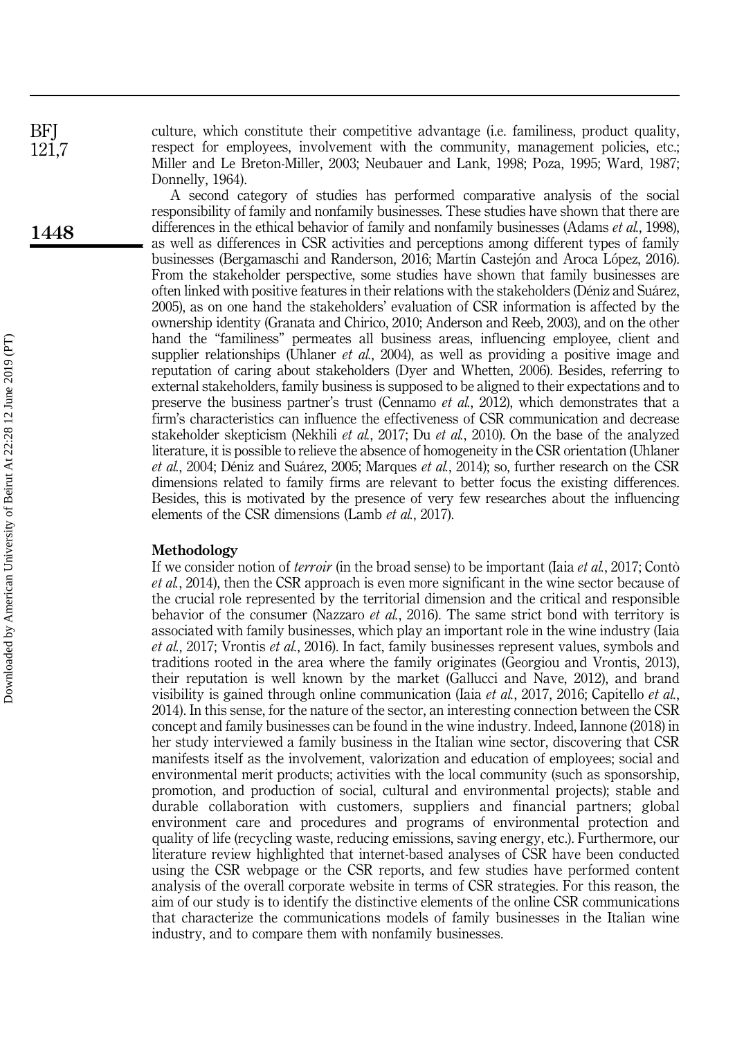culture, which constitute their competitive advantage (i.e. familiness, product quality, respect for employees, involvement with the community, management policies, etc.; Miller and Le Breton-Miller, 2003; Neubauer and Lank, 1998; Poza, 1995; Ward, 1987; Donnelly, 1964).

A second category of studies has performed comparative analysis of the social responsibility of family and nonfamily businesses. These studies have shown that there are differences in the ethical behavior of family and nonfamily businesses (Adams *et al.*, 1998), as well as differences in CSR activities and perceptions among different types of family businesses (Bergamaschi and Randerson, 2016; Martín Castejón and Aroca López, 2016). From the stakeholder perspective, some studies have shown that family businesses are often linked with positive features in their relations with the stakeholders (Déniz and Suárez, 2005), as on one hand the stakeholders' evaluation of CSR information is affected by the ownership identity (Granata and Chirico, 2010; Anderson and Reeb, 2003), and on the other hand the "familiness" permeates all business areas, influencing employee, client and supplier relationships (Uhlaner *et al.*, 2004), as well as providing a positive image and reputation of caring about stakeholders (Dyer and Whetten, 2006). Besides, referring to external stakeholders, family business is supposed to be aligned to their expectations and to preserve the business partner's trust (Cennamo *et al.*, 2012), which demonstrates that a firm's characteristics can influence the effectiveness of CSR communication and decrease stakeholder skepticism (Nekhili *et al.*, 2017; Du *et al.*, 2010). On the base of the analyzed literature, it is possible to relieve the absence of homogeneity in the CSR orientation (Uhlaner *et al.*, 2004; Déniz and Suárez, 2005; Marques *et al.*, 2014); so, further research on the CSR dimensions related to family firms are relevant to better focus the existing differences. Besides, this is motivated by the presence of very few researches about the influencing elements of the CSR dimensions (Lamb *et al.*, 2017).

## Methodology

If we consider notion of *terroir* (in the broad sense) to be important (Iaia *et al.*, 2017; Contò *et al.*, 2014), then the CSR approach is even more significant in the wine sector because of the crucial role represented by the territorial dimension and the critical and responsible behavior of the consumer (Nazzaro *et al.*, 2016). The same strict bond with territory is associated with family businesses, which play an important role in the wine industry (Iaia *et al.*, 2017; Vrontis *et al.*, 2016). In fact, family businesses represent values, symbols and traditions rooted in the area where the family originates (Georgiou and Vrontis, 2013), their reputation is well known by the market (Gallucci and Nave, 2012), and brand visibility is gained through online communication (Iaia *et al.*, 2017, 2016; Capitello *et al.*, 2014). In this sense, for the nature of the sector, an interesting connection between the CSR concept and family businesses can be found in the wine industry. Indeed, Iannone (2018) in her study interviewed a family business in the Italian wine sector, discovering that CSR manifests itself as the involvement, valorization and education of employees; social and environmental merit products; activities with the local community (such as sponsorship, promotion, and production of social, cultural and environmental projects); stable and durable collaboration with customers, suppliers and financial partners; global environment care and procedures and programs of environmental protection and quality of life (recycling waste, reducing emissions, saving energy, etc.). Furthermore, our literature review highlighted that internet-based analyses of CSR have been conducted using the CSR webpage or the CSR reports, and few studies have performed content analysis of the overall corporate website in terms of CSR strategies. For this reason, the aim of our study is to identify the distinctive elements of the online CSR communications that characterize the communications models of family businesses in the Italian wine industry, and to compare them with nonfamily businesses.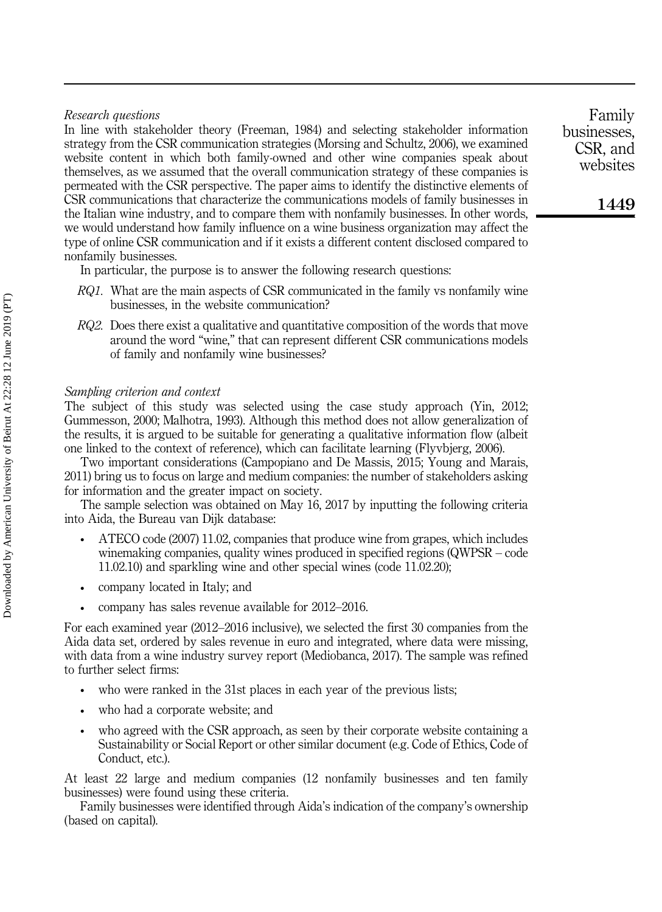*Research questions*

In line with stakeholder theory (Freeman, 1984) and selecting stakeholder information strategy from the CSR communication strategies (Morsing and Schultz, 2006), we examined website content in which both family-owned and other wine companies speak about themselves, as we assumed that the overall communication strategy of these companies is permeated with the CSR perspective. The paper aims to identify the distinctive elements of CSR communications that characterize the communications models of family businesses in the Italian wine industry, and to compare them with nonfamily businesses. In other words, we would understand how family influence on a wine business organization may affect the type of online CSR communication and if it exists a different content disclosed compared to nonfamily businesses.

In particular, the purpose is to answer the following research questions:

*RQ1.* What are the main aspects of CSR communicated in the family vs nonfamily wine businesses, in the website communication?

*RQ2.* Does there exist a qualitative and quantitative composition of the words that move around the word "wine," that can represent different CSR communications models of family and nonfamily wine businesses?

*Sampling criterion and context*

The subject of this study was selected using the case study approach (Yin, 2012; Gummesson, 2000; Malhotra, 1993). Although this method does not allow generalization of the results, it is argued to be suitable for generating a qualitative information flow (albeit one linked to the context of reference), which can facilitate learning (Flyvbjerg, 2006).

Two important considerations (Campopiano and De Massis, 2015; Young and Marais, 2011) bring us to focus on large and medium companies: the number of stakeholders asking for information and the greater impact on society.

The sample selection was obtained on May 16, 2017 by inputting the following criteria into Aida, the Bureau van Dijk database:

- ATECO code (2007) 11.02, companies that produce wine from grapes, which includes winemaking companies, quality wines produced in specified regions (QWPSR – code 11.02.10) and sparkling wine and other special wines (code 11.02.20);
- company located in Italy; and
- company has sales revenue available for 2012–2016.

For each examined year (2012–2016 inclusive), we selected the first 30 companies from the Aida data set, ordered by sales revenue in euro and integrated, where data were missing, with data from a wine industry survey report (Mediobanca, 2017). The sample was refined to further select firms:

- who were ranked in the 31st places in each year of the previous lists;
- who had a corporate website; and
- who agreed with the CSR approach, as seen by their corporate website containing a Sustainability or Social Report or other similar document (e.g. Code of Ethics, Code of Conduct, etc.).

At least 22 large and medium companies (12 nonfamily businesses and ten family businesses) were found using these criteria.

Family businesses were identified through Aida's indication of the company's ownership (based on capital).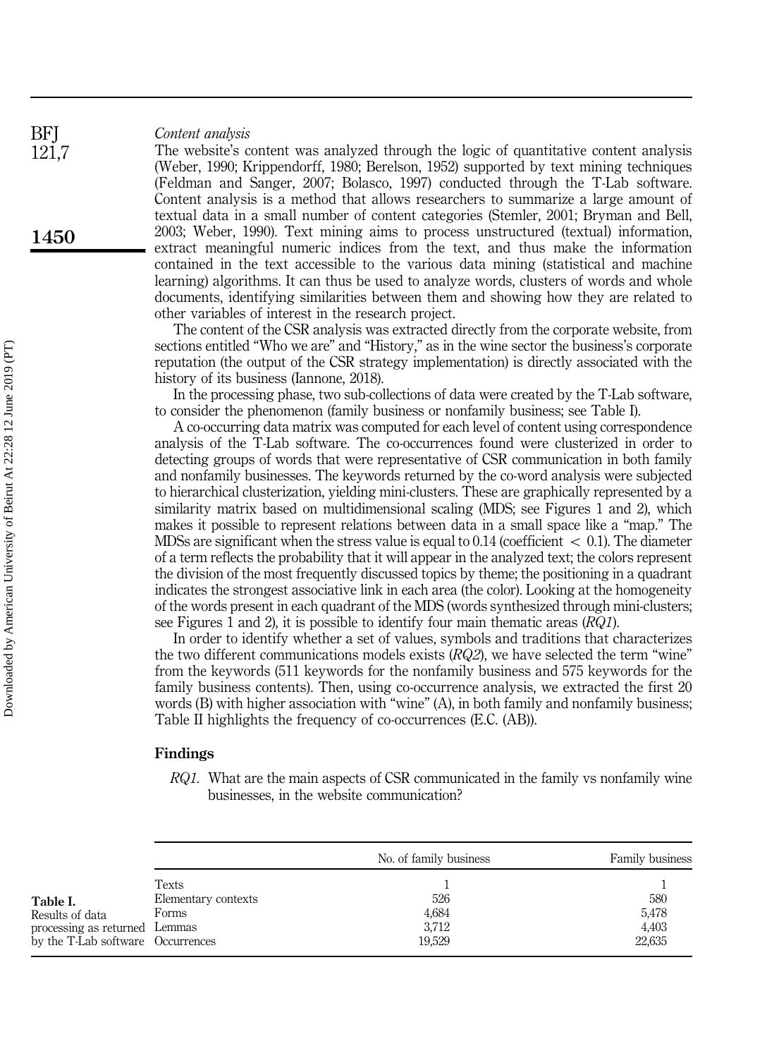### Content analysis

The website's content was analyzed through the logic of quantitative content analysis (Weber, 1990; Krippendorff, 1980; Berelson, 1952) supported by text mining techniques (Feldman and Sanger, 2007; Bolasco, 1997) conducted through the T-Lab software. Content analysis is a method that allows researchers to summarize a large amount of textual data in a small number of content categories (Stemler, 2001; Bryman and Bell, 2003; Weber, 1990). Text mining aims to process unstructured (textual) information, extract meaningful numeric indices from the text, and thus make the information contained in the text accessible to the various data mining (statistical and machine learning) algorithms. It can thus be used to analyze words, clusters of words and whole documents, identifying similarities between them and showing how they are related to other variables of interest in the research project.

The content of the CSR analysis was extracted directly from the corporate website, from sections entitled "Who we are" and "History," as in the wine sector the business's corporate reputation (the output of the CSR strategy implementation) is directly associated with the history of its business (Iannone, 2018).

In the processing phase, two sub-collections of data were created by the T-Lab software, to consider the phenomenon (family business or nonfamily business; see Table I).

A co-occurring data matrix was computed for each level of content using correspondence analysis of the T-Lab software. The co-occurrences found were clusterized in order to detecting groups of words that were representative of CSR communication in both family and nonfamily businesses. The keywords returned by the co-word analysis were subjected to hierarchical clusterization, yielding mini-clusters. These are graphically represented by a similarity matrix based on multidimensional scaling (MDS; see Figures 1 and 2), which makes it possible to represent relations between data in a small space like a "map." The MDSs are significant when the stress value is equal to 0.14 (coefficient $< 0.1$). The diameter of a term reflects the probability that it will appear in the analyzed text; the colors represent the division of the most frequently discussed topics by theme; the positioning in a quadrant indicates the strongest associative link in each area (the color). Looking at the homogeneity of the words present in each quadrant of the MDS (words synthesized through mini-clusters; see Figures 1 and 2), it is possible to identify four main thematic areas (*RQ1*).

In order to identify whether a set of values, symbols and traditions that characterizes the two different communications models exists (*RQ2*), we have selected the term "wine" from the keywords (511 keywords for the nonfamily business and 575 keywords for the family business contents). Then, using co-occurrence analysis, we extracted the first 20 words (B) with higher association with "wine" (A), in both family and nonfamily business; Table II highlights the frequency of co-occurrences (E.C. (AB)).

## Findings

*RQ1.* What are the main aspects of CSR communicated in the family vs nonfamily wine businesses, in the website communication?

**Table I.** Results of data processing as returned by the T-Lab software

| | No. of family business | Family business |
|---|---|---|
| Texts | 1 | 1 |
| Elementary contexts | 526 | 580 |
| Forms | 4,684 | 5,478 |
| Lemmas | 3,712 | 4,403 |
| Occurrences | 19,529 | 22,635 |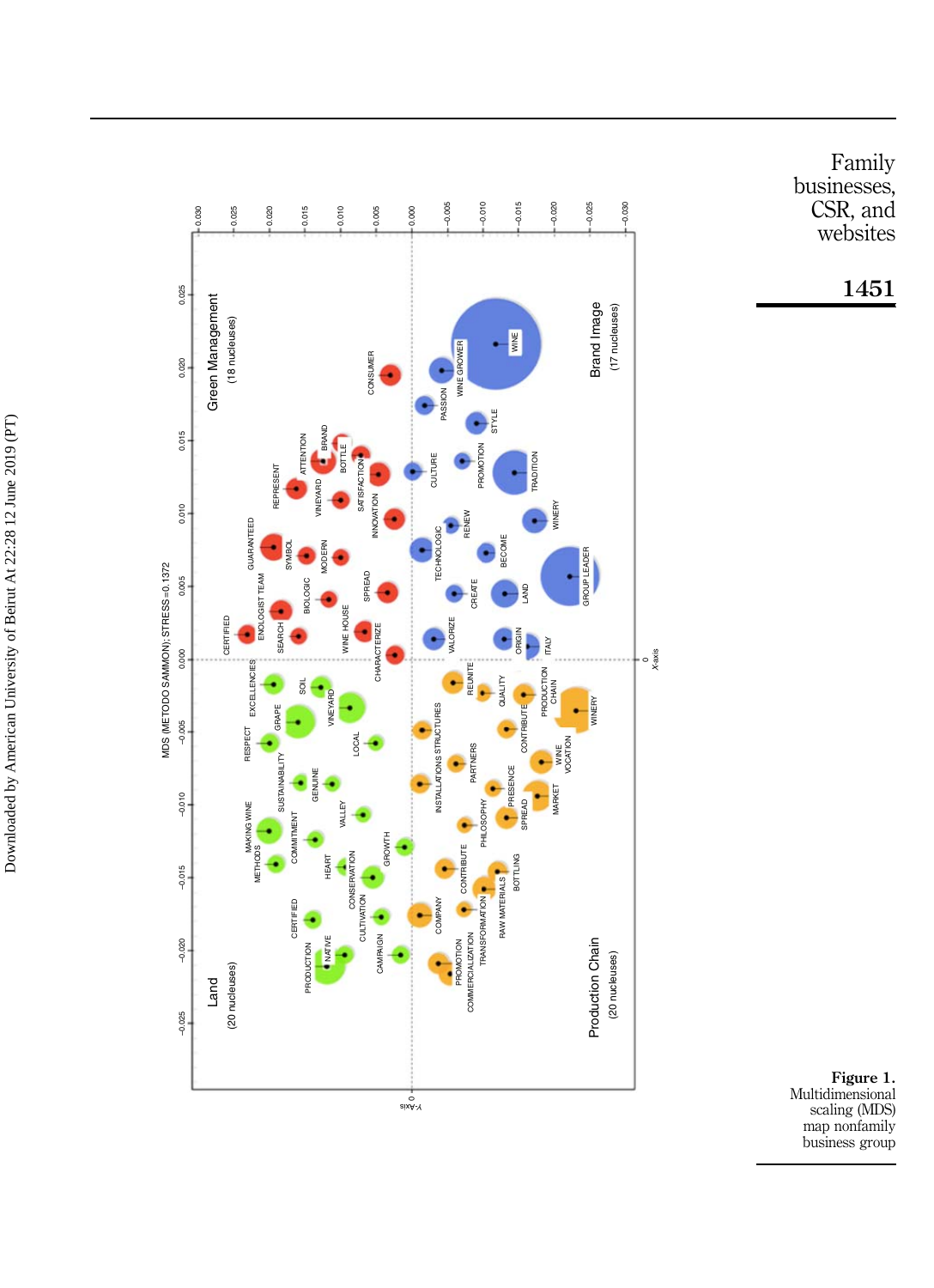**Figure 1.**
Multidimensional scaling (MDS) map nonfamily business group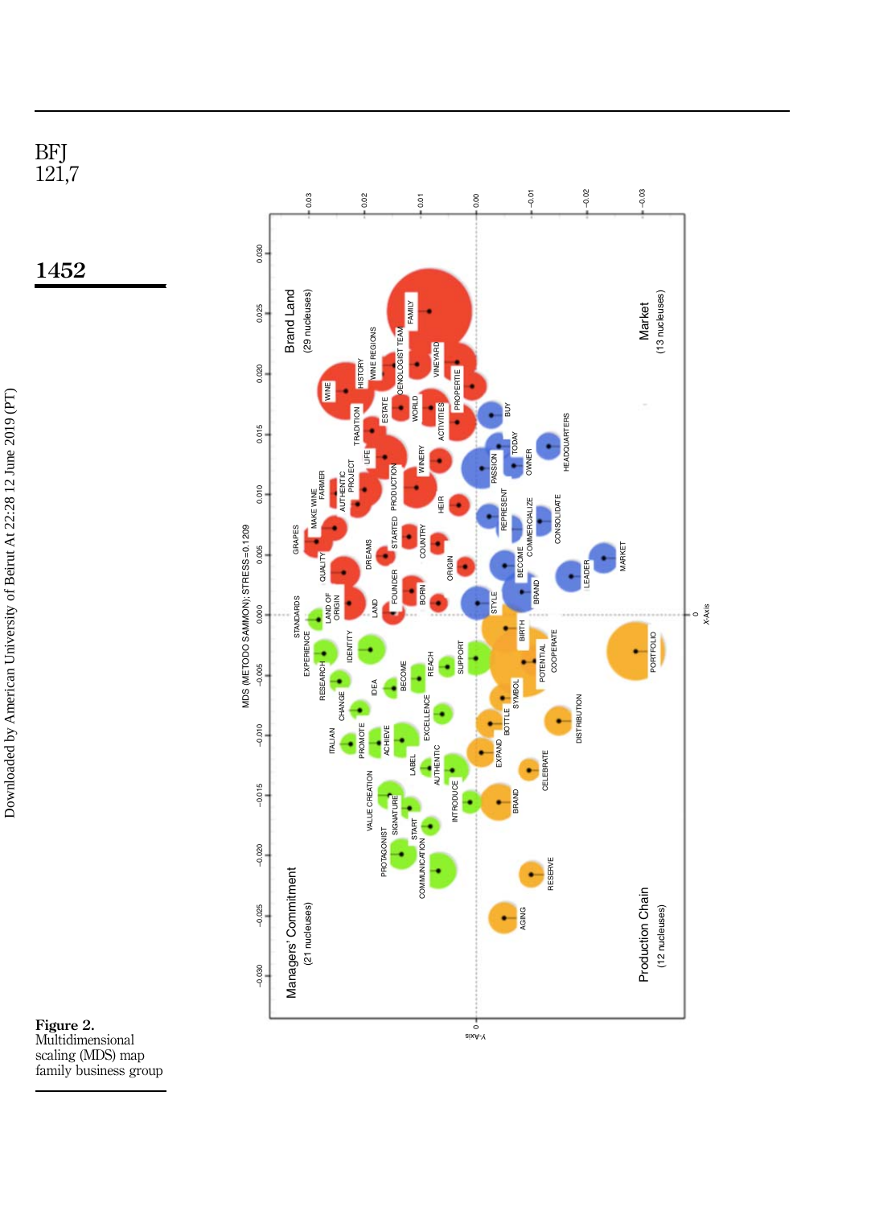Figure 2.
Multidimensional scaling (MDS) map family business group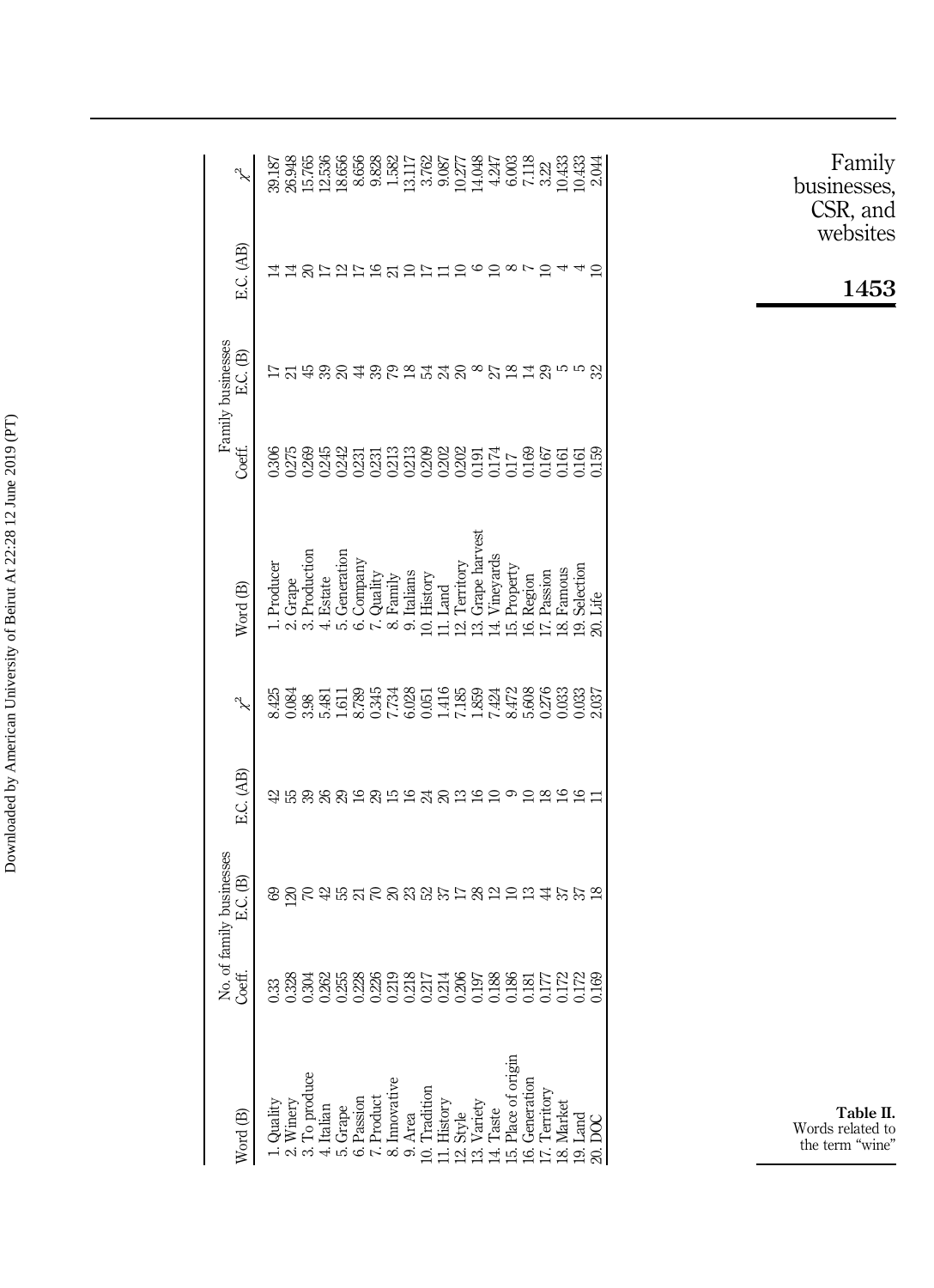| Word (B) | No. of family businesses Coeff. | E.C. (B) | E.C. (AB) | $\chi^2$ | Word (B) | Family businesses Coeff. | E.C. (B) | E.C. (AB) | $\chi^2$ |
|---|---|---|---|---|---|---|---|---|---|
| 1. Quality | 0.33 | 69 | 42 | 8.425 | 1. Producer | 0.306 | 17 | 14 | 39.187 |
| 2. Winery | 0.328 | 120 | 55 | 0.084 | 2. Grape | 0.275 | 21 | 14 | 26.948 |
| 3. To produce | 0.304 | 70 | 39 | 3.98 | 3. Production | 0.269 | 45 | 20 | 15.765 |
| 4. Italian | 0.262 | 42 | 26 | 5.481 | 4. Estate | 0.245 | 39 | 17 | 12.536 |
| 5. Grape | 0.255 | 55 | 29 | 1.611 | 5. Generation | 0.242 | 20 | 12 | 18.656 |
| 6. Passion | 0.228 | 21 | 16 | 8.789 | 6. Company | 0.231 | 44 | 17 | 8.656 |
| 7. Product | 0.226 | 70 | 29 | 0.345 | 7. Quality | 0.231 | 39 | 16 | 9.828 |
| 8. Innovative | 0.219 | 20 | 15 | 7.734 | 8. Family | 0.213 | 79 | 21 | 1.582 |
| 9. Area | 0.218 | 23 | 16 | 6.028 | 9. Italians | 0.213 | 18 | 10 | 13.117 |
| 10. Tradition | 0.217 | 52 | 24 | 0.051 | 10. History | 0.209 | 54 | 17 | 3.762 |
| 11. History | 0.214 | 37 | 20 | 1.416 | 11. Land | 0.202 | 24 | 11 | 9.087 |
| 12. Style | 0.206 | 17 | 13 | 7.185 | 12. Territory | 0.202 | 20 | 10 | 10.277 |
| 13. Variety | 0.197 | 28 | 16 | 1.859 | 13. Grape harvest | 0.191 | 8 | 6 | 14.048 |
| 14. Taste | 0.188 | 12 | 10 | 7.424 | 14. Vineyards | 0.174 | 27 | 10 | 4.247 |
| 15. Place of origin | 0.186 | 10 | 9 | 8.472 | 15. Property | 0.17 | 18 | 8 | 6.003 |
| 16. Generation | 0.181 | 13 | 10 | 5.608 | 16. Region | 0.169 | 14 | 7 | 7.118 |
| 17. Territory | 0.177 | 44 | 18 | 0.276 | 17. Passion | 0.167 | 29 | 10 | 3.22 |
| 18. Market | 0.172 | 37 | 16 | 0.033 | 18. Famous | 0.161 | 5 | 4 | 10.433 |
| 19. Land | 0.172 | 37 | 16 | 0.033 | 19. Selection | 0.161 | 5 | 4 | 10.433 |
| 20. DOC | 0.169 | 18 | 11 | 2.037 | 20. Life | 0.159 | 32 | 10 | 2.044 |

**Table II.** Words related to the term "wine"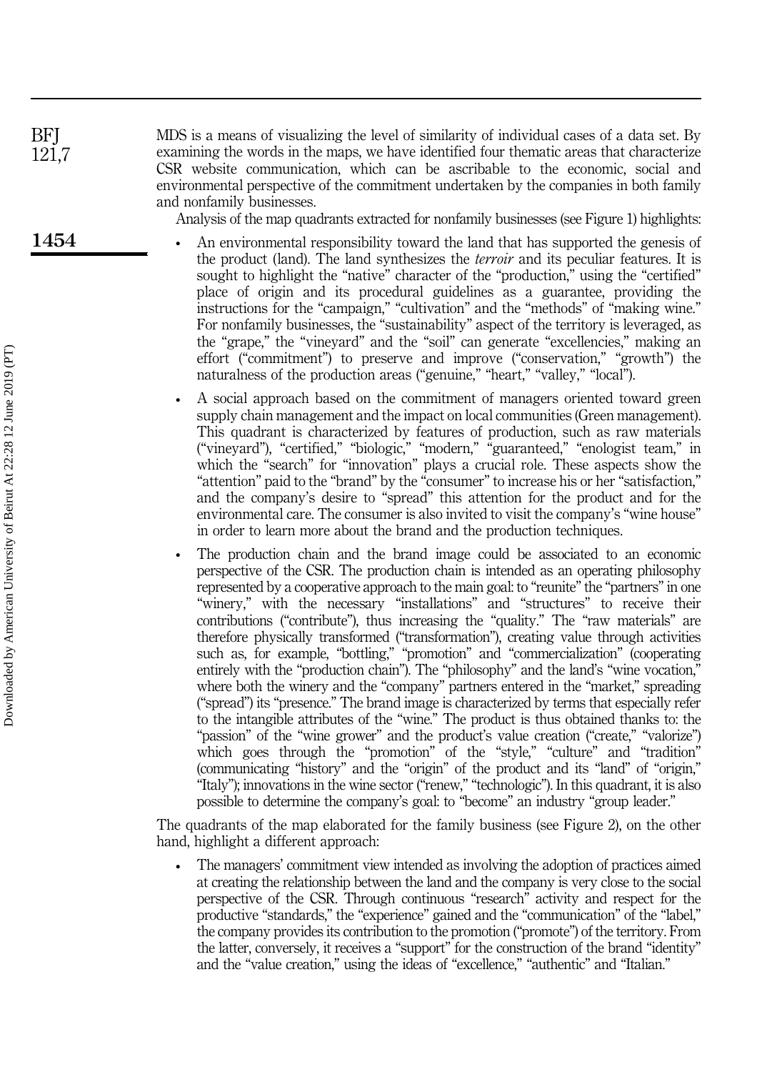MDS is a means of visualizing the level of similarity of individual cases of a data set. By examining the words in the maps, we have identified four thematic areas that characterize CSR website communication, which can be ascribable to the economic, social and environmental perspective of the commitment undertaken by the companies in both family and nonfamily businesses.

Analysis of the map quadrants extracted for nonfamily businesses (see Figure 1) highlights:

- An environmental responsibility toward the land that has supported the genesis of the product (land). The land synthesizes the *terroir* and its peculiar features. It is sought to highlight the "native" character of the "production," using the "certified" place of origin and its procedural guidelines as a guarantee, providing the instructions for the "campaign," "cultivation" and the "methods" of "making wine." For nonfamily businesses, the "sustainability" aspect of the territory is leveraged, as the "grape," the "vineyard" and the "soil" can generate "excellencies," making an effort ("commitment") to preserve and improve ("conservation," "growth") the naturalness of the production areas ("genuine," "heart," "valley," "local").
- A social approach based on the commitment of managers oriented toward green supply chain management and the impact on local communities (Green management). This quadrant is characterized by features of production, such as raw materials ("vineyard"), "certified," "biologic," "modern," "guaranteed," "enologist team," in which the "search" for "innovation" plays a crucial role. These aspects show the "attention" paid to the "brand" by the "consumer" to increase his or her "satisfaction," and the company's desire to "spread" this attention for the product and for the environmental care. The consumer is also invited to visit the company's "wine house" in order to learn more about the brand and the production techniques.
- The production chain and the brand image could be associated to an economic perspective of the CSR. The production chain is intended as an operating philosophy represented by a cooperative approach to the main goal: to "reunite" the "partners" in one "winery," with the necessary "installations" and "structures" to receive their contributions ("contribute"), thus increasing the "quality." The "raw materials" are therefore physically transformed ("transformation"), creating value through activities such as, for example, "bottling," "promotion" and "commercialization" (cooperating entirely with the "production chain"). The "philosophy" and the land's "wine vocation," where both the winery and the "company" partners entered in the "market," spreading ("spread") its "presence." The brand image is characterized by terms that especially refer to the intangible attributes of the "wine." The product is thus obtained thanks to: the "passion" of the "wine grower" and the product's value creation ("create," "valorize") which goes through the "promotion" of the "style," "culture" and "tradition" (communicating "history" and the "origin" of the product and its "land" of "origin," "Italy"); innovations in the wine sector ("renew," "technologic"). In this quadrant, it is also possible to determine the company's goal: to "become" an industry "group leader."

The quadrants of the map elaborated for the family business (see Figure 2), on the other hand, highlight a different approach:

- The managers' commitment view intended as involving the adoption of practices aimed at creating the relationship between the land and the company is very close to the social perspective of the CSR. Through continuous "research" activity and respect for the productive "standards," the "experience" gained and the "communication" of the "label," the company provides its contribution to the promotion ("promote") of the territory. From the latter, conversely, it receives a "support" for the construction of the brand "identity" and the "value creation," using the ideas of "excellence," "authentic" and "Italian."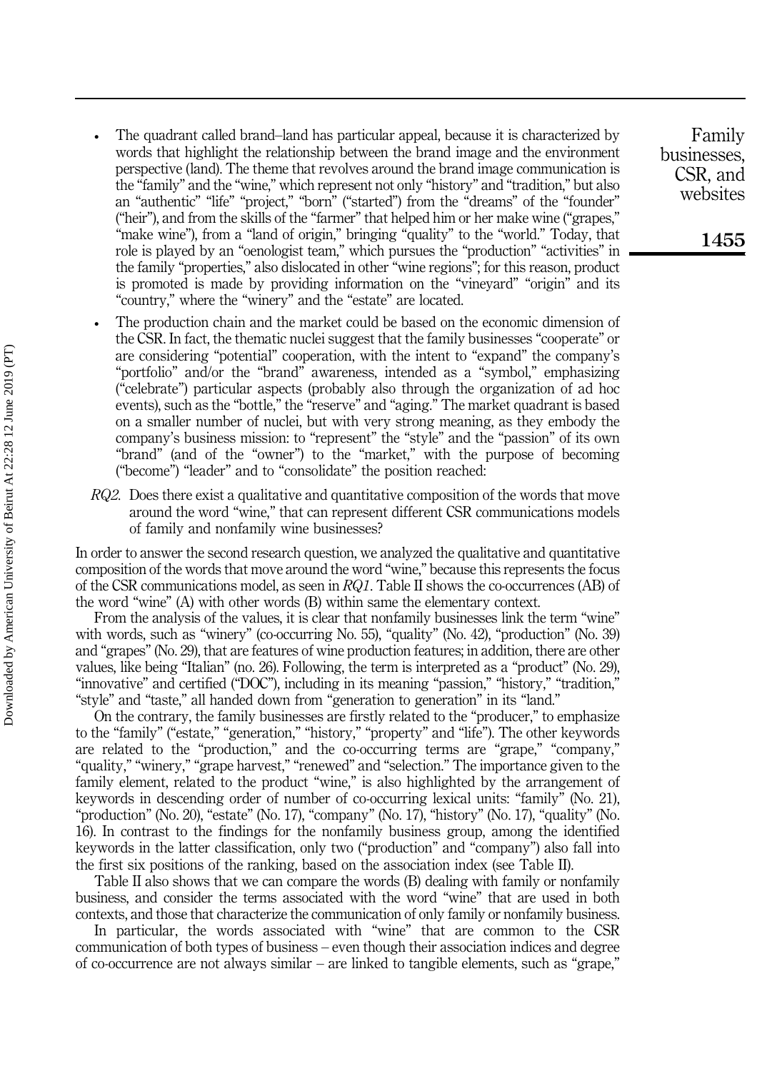- The quadrant called brand–land has particular appeal, because it is characterized by words that highlight the relationship between the brand image and the environment perspective (land). The theme that revolves around the brand image communication is the "family" and the "wine," which represent not only "history" and "tradition," but also an "authentic" "life" "project," "born" ("started") from the "dreams" of the "founder" ("heir"), and from the skills of the "farmer" that helped him or her make wine ("grapes," "make wine"), from a "land of origin," bringing "quality" to the "world." Today, that role is played by an "oenologist team," which pursues the "production" "activities" in the family "properties," also dislocated in other "wine regions"; for this reason, product is promoted is made by providing information on the "vineyard" "origin" and its "country," where the "winery" and the "estate" are located.
- The production chain and the market could be based on the economic dimension of the CSR. In fact, the thematic nuclei suggest that the family businesses "cooperate" or are considering "potential" cooperation, with the intent to "expand" the company's "portfolio" and/or the "brand" awareness, intended as a "symbol," emphasizing ("celebrate") particular aspects (probably also through the organization of ad hoc events), such as the "bottle," the "reserve" and "aging." The market quadrant is based on a smaller number of nuclei, but with very strong meaning, as they embody the company's business mission: to "represent" the "style" and the "passion" of its own "brand" (and of the "owner") to the "market," with the purpose of becoming ("become") "leader" and to "consolidate" the position reached:

*RQ2*. Does there exist a qualitative and quantitative composition of the words that move around the word "wine," that can represent different CSR communications models of family and nonfamily wine businesses?

In order to answer the second research question, we analyzed the qualitative and quantitative composition of the words that move around the word "wine," because this represents the focus of the CSR communications model, as seen in *RQ1*. Table II shows the co-occurrences (AB) of the word "wine" (A) with other words (B) within same the elementary context.

From the analysis of the values, it is clear that nonfamily businesses link the term "wine" with words, such as "winery" (co-occurring No. 55), "quality" (No. 42), "production" (No. 39) and "grapes" (No. 29), that are features of wine production features; in addition, there are other values, like being "Italian" (no. 26). Following, the term is interpreted as a "product" (No. 29), "innovative" and certified ("DOC"), including in its meaning "passion," "history," "tradition," "style" and "taste," all handed down from "generation to generation" in its "land."

On the contrary, the family businesses are firstly related to the "producer," to emphasize to the "family" ("estate," "generation," "history," "property" and "life"). The other keywords are related to the "production," and the co-occurring terms are "grape," "company," "quality," "winery," "grape harvest," "renewed" and "selection." The importance given to the family element, related to the product "wine," is also highlighted by the arrangement of keywords in descending order of number of co-occurring lexical units: "family" (No. 21), "production" (No. 20), "estate" (No. 17), "company" (No. 17), "history" (No. 17), "quality" (No. 16). In contrast to the findings for the nonfamily business group, among the identified keywords in the latter classification, only two ("production" and "company") also fall into the first six positions of the ranking, based on the association index (see Table II).

Table II also shows that we can compare the words (B) dealing with family or nonfamily business, and consider the terms associated with the word "wine" that are used in both contexts, and those that characterize the communication of only family or nonfamily business.

In particular, the words associated with "wine" that are common to the CSR communication of both types of business – even though their association indices and degree of co-occurrence are not always similar – are linked to tangible elements, such as "grape,"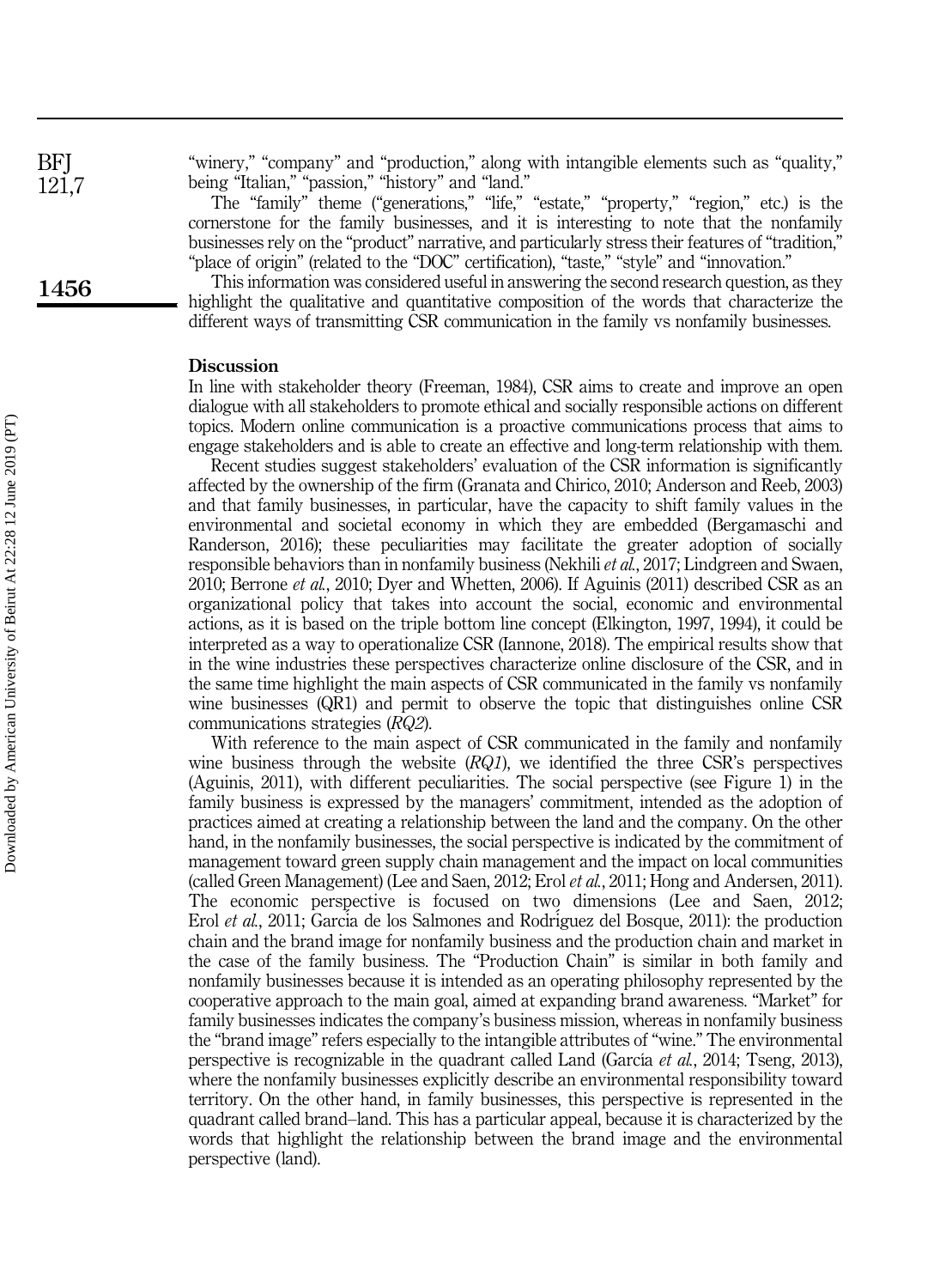"winery," "company" and "production," along with intangible elements such as "quality," being "Italian," "passion," "history" and "land."

The "family" theme ("generations," "life," "estate," "property," "region," etc.) is the cornerstone for the family businesses, and it is interesting to note that the nonfamily businesses rely on the "product" narrative, and particularly stress their features of "tradition," "place of origin" (related to the "DOC" certification), "taste," "style" and "innovation."

This information was considered useful in answering the second research question, as they highlight the qualitative and quantitative composition of the words that characterize the different ways of transmitting CSR communication in the family vs nonfamily businesses.

## Discussion

In line with stakeholder theory (Freeman, 1984), CSR aims to create and improve an open dialogue with all stakeholders to promote ethical and socially responsible actions on different topics. Modern online communication is a proactive communications process that aims to engage stakeholders and is able to create an effective and long-term relationship with them.

Recent studies suggest stakeholders' evaluation of the CSR information is significantly affected by the ownership of the firm (Granata and Chirico, 2010; Anderson and Reeb, 2003) and that family businesses, in particular, have the capacity to shift family values in the environmental and societal economy in which they are embedded (Bergamaschi and Randerson, 2016); these peculiarities may facilitate the greater adoption of socially responsible behaviors than in nonfamily business (Nekhili *et al.*, 2017; Lindgreen and Swaen, 2010; Berrone *et al.*, 2010; Dyer and Whetten, 2006). If Aguinis (2011) described CSR as an organizational policy that takes into account the social, economic and environmental actions, as it is based on the triple bottom line concept (Elkington, 1997, 1994), it could be interpreted as a way to operationalize CSR (Iannone, 2018). The empirical results show that in the wine industries these perspectives characterize online disclosure of the CSR, and in the same time highlight the main aspects of CSR communicated in the family vs nonfamily wine businesses (QR1) and permit to observe the topic that distinguishes online CSR communications strategies (*RQ2*).

With reference to the main aspect of CSR communicated in the family and nonfamily wine business through the website (*RQ1*), we identified the three CSR's perspectives (Aguinis, 2011), with different peculiarities. The social perspective (see Figure 1) in the family business is expressed by the managers' commitment, intended as the adoption of practices aimed at creating a relationship between the land and the company. On the other hand, in the nonfamily businesses, the social perspective is indicated by the commitment of management toward green supply chain management and the impact on local communities (called Green Management) (Lee and Saen, 2012; Erol *et al.*, 2011; Hong and Andersen, 2011). The economic perspective is focused on two dimensions (Lee and Saen, 2012; Erol *et al.*, 2011; García de los Salmones and Rodríguez del Bosque, 2011): the production chain and the brand image for nonfamily business and the production chain and market in the case of the family business. The "Production Chain" is similar in both family and nonfamily businesses because it is intended as an operating philosophy represented by the cooperative approach to the main goal, aimed at expanding brand awareness. "Market" for family businesses indicates the company's business mission, whereas in nonfamily business the "brand image" refers especially to the intangible attributes of "wine." The environmental perspective is recognizable in the quadrant called Land (García *et al.*, 2014; Tseng, 2013), where the nonfamily businesses explicitly describe an environmental responsibility toward territory. On the other hand, in family businesses, this perspective is represented in the quadrant called brand–land. This has a particular appeal, because it is characterized by the words that highlight the relationship between the brand image and the environmental perspective (land).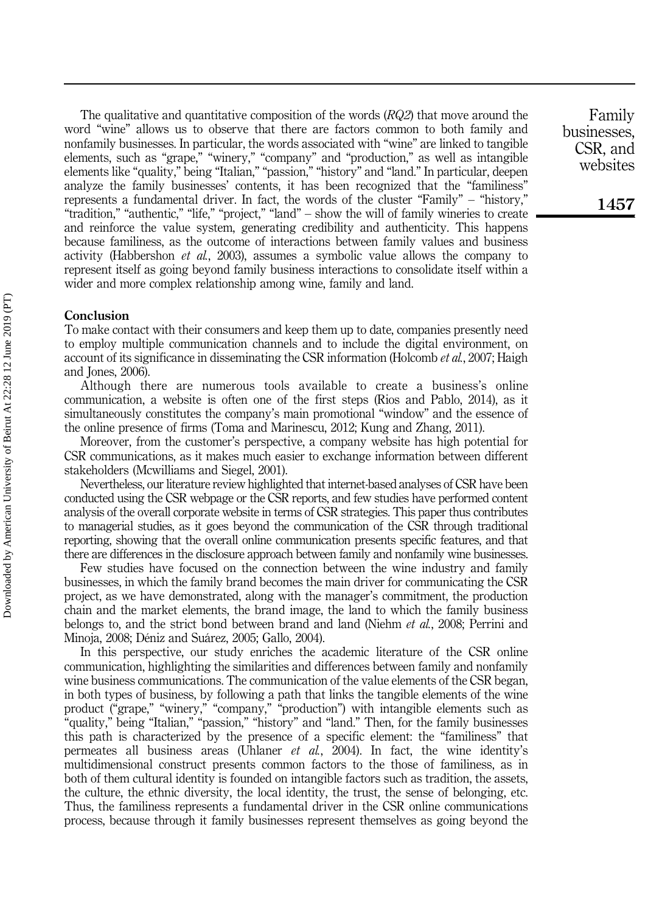The qualitative and quantitative composition of the words (*RQ2*) that move around the word "wine" allows us to observe that there are factors common to both family and nonfamily businesses. In particular, the words associated with "wine" are linked to tangible elements, such as "grape," "winery," "company" and "production," as well as intangible elements like "quality," being "Italian," "passion," "history" and "land." In particular, deepen analyze the family businesses' contents, it has been recognized that the "familiness" represents a fundamental driver. In fact, the words of the cluster "Family" – "history," "tradition," "authentic," "life," "project," "land" – show the will of family wineries to create and reinforce the value system, generating credibility and authenticity. This happens because familiness, as the outcome of interactions between family values and business activity (Habbershon *et al.*, 2003), assumes a symbolic value allows the company to represent itself as going beyond family business interactions to consolidate itself within a wider and more complex relationship among wine, family and land.

## Conclusion

To make contact with their consumers and keep them up to date, companies presently need to employ multiple communication channels and to include the digital environment, on account of its significance in disseminating the CSR information (Holcomb *et al.*, 2007; Haigh and Jones, 2006).

Although there are numerous tools available to create a business's online communication, a website is often one of the first steps (Rios and Pablo, 2014), as it simultaneously constitutes the company's main promotional "window" and the essence of the online presence of firms (Toma and Marinescu, 2012; Kung and Zhang, 2011).

Moreover, from the customer's perspective, a company website has high potential for CSR communications, as it makes much easier to exchange information between different stakeholders (Mcwilliams and Siegel, 2001).

Nevertheless, our literature review highlighted that internet-based analyses of CSR have been conducted using the CSR webpage or the CSR reports, and few studies have performed content analysis of the overall corporate website in terms of CSR strategies. This paper thus contributes to managerial studies, as it goes beyond the communication of the CSR through traditional reporting, showing that the overall online communication presents specific features, and that there are differences in the disclosure approach between family and nonfamily wine businesses.

Few studies have focused on the connection between the wine industry and family businesses, in which the family brand becomes the main driver for communicating the CSR project, as we have demonstrated, along with the manager's commitment, the production chain and the market elements, the brand image, the land to which the family business belongs to, and the strict bond between brand and land (Niehm *et al.*, 2008; Perrini and Minoja, 2008; Déniz and Suárez, 2005; Gallo, 2004).

In this perspective, our study enriches the academic literature of the CSR online communication, highlighting the similarities and differences between family and nonfamily wine business communications. The communication of the value elements of the CSR began, in both types of business, by following a path that links the tangible elements of the wine product ("grape," "winery," "company," "production") with intangible elements such as "quality," being "Italian," "passion," "history" and "land." Then, for the family businesses this path is characterized by the presence of a specific element: the "familiness" that permeates all business areas (Uhlaner *et al.*, 2004). In fact, the wine identity's multidimensional construct presents common factors to the those of familiness, as in both of them cultural identity is founded on intangible factors such as tradition, the assets, the culture, the ethnic diversity, the local identity, the trust, the sense of belonging, etc. Thus, the familiness represents a fundamental driver in the CSR online communications process, because through it family businesses represent themselves as going beyond the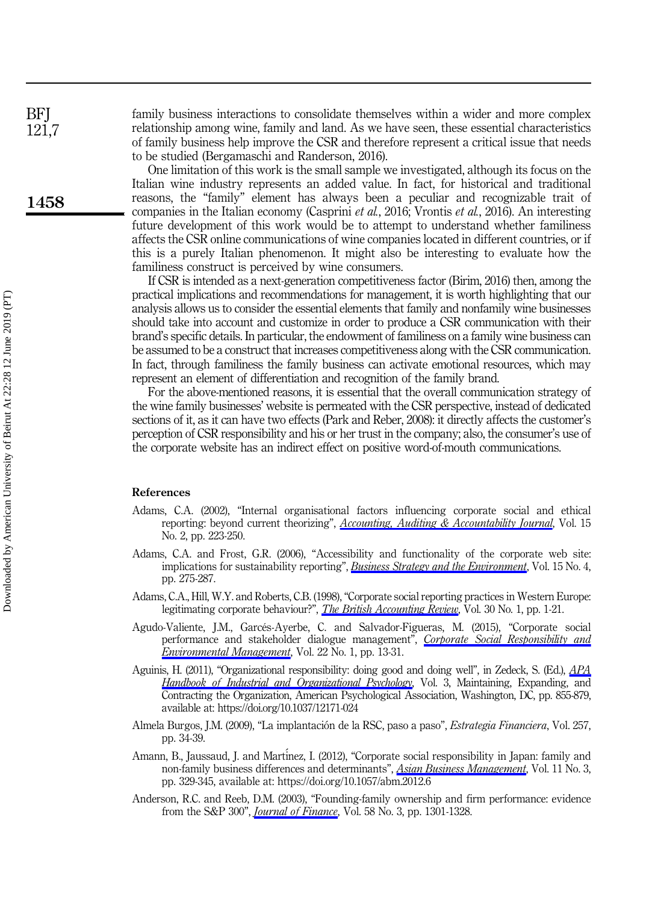family business interactions to consolidate themselves within a wider and more complex relationship among wine, family and land. As we have seen, these essential characteristics of family business help improve the CSR and therefore represent a critical issue that needs to be studied (Bergamaschi and Randerson, 2016).

One limitation of this work is the small sample we investigated, although its focus on the Italian wine industry represents an added value. In fact, for historical and traditional reasons, the "family" element has always been a peculiar and recognizable trait of companies in the Italian economy (Casprini *et al.*, 2016; Vrontis *et al.*, 2016). An interesting future development of this work would be to attempt to understand whether familiness affects the CSR online communications of wine companies located in different countries, or if this is a purely Italian phenomenon. It might also be interesting to evaluate how the familiness construct is perceived by wine consumers.

If CSR is intended as a next-generation competitiveness factor (Birim, 2016) then, among the practical implications and recommendations for management, it is worth highlighting that our analysis allows us to consider the essential elements that family and nonfamily wine businesses should take into account and customize in order to produce a CSR communication with their brand's specific details. In particular, the endowment of familiness on a family wine business can be assumed to be a construct that increases competitiveness along with the CSR communication. In fact, through familiness the family business can activate emotional resources, which may represent an element of differentiation and recognition of the family brand.

For the above-mentioned reasons, it is essential that the overall communication strategy of the wine family businesses' website is permeated with the CSR perspective, instead of dedicated sections of it, as it can have two effects (Park and Reber, 2008): it directly affects the customer's perception of CSR responsibility and his or her trust in the company; also, the consumer's use of the corporate website has an indirect effect on positive word-of-mouth communications.

## References

Adams, C.A. (2002), "Internal organisational factors influencing corporate social and ethical reporting: beyond current theorizing", *Accounting, Auditing & Accountability Journal*, Vol. 15 No. 2, pp. 223-250.

Adams, C.A. and Frost, G.R. (2006), "Accessibility and functionality of the corporate web site: implications for sustainability reporting", *Business Strategy and the Environment*, Vol. 15 No. 4, pp. 275-287.

Adams, C.A., Hill, W.Y. and Roberts, C.B. (1998), "Corporate social reporting practices in Western Europe: legitimating corporate behaviour?", *The British Accounting Review*, Vol. 30 No. 1, pp. 1-21.

Agudo-Valiente, J.M., Garcés-Ayerbe, C. and Salvador-Figueras, M. (2015), "Corporate social performance and stakeholder dialogue management", *Corporate Social Responsibility and Environmental Management*, Vol. 22 No. 1, pp. 13-31.

Aguinis, H. (2011), "Organizational responsibility: doing good and doing well", in Zedeck, S. (Ed.), *APA Handbook of Industrial and Organizational Psychology*, Vol. 3, Maintaining, Expanding, and Contracting the Organization, American Psychological Association, Washington, DC, pp. 855-879, available at: https://doi.org/10.1037/12171-024

Almela Burgos, J.M. (2009), "La implantación de la RSC, paso a paso", *Estrategia Financiera*, Vol. 257, pp. 34-39.

Amann, B., Jaussaud, J. and Martínez, I. (2012), "Corporate social responsibility in Japan: family and non-family business differences and determinants", *Asian Business Management*, Vol. 11 No. 3, pp. 329-345, available at: https://doi.org/10.1057/abm.2012.6

Anderson, R.C. and Reeb, D.M. (2003), "Founding-family ownership and firm performance: evidence from the S&P 300", *Journal of Finance*, Vol. 58 No. 3, pp. 1301-1328.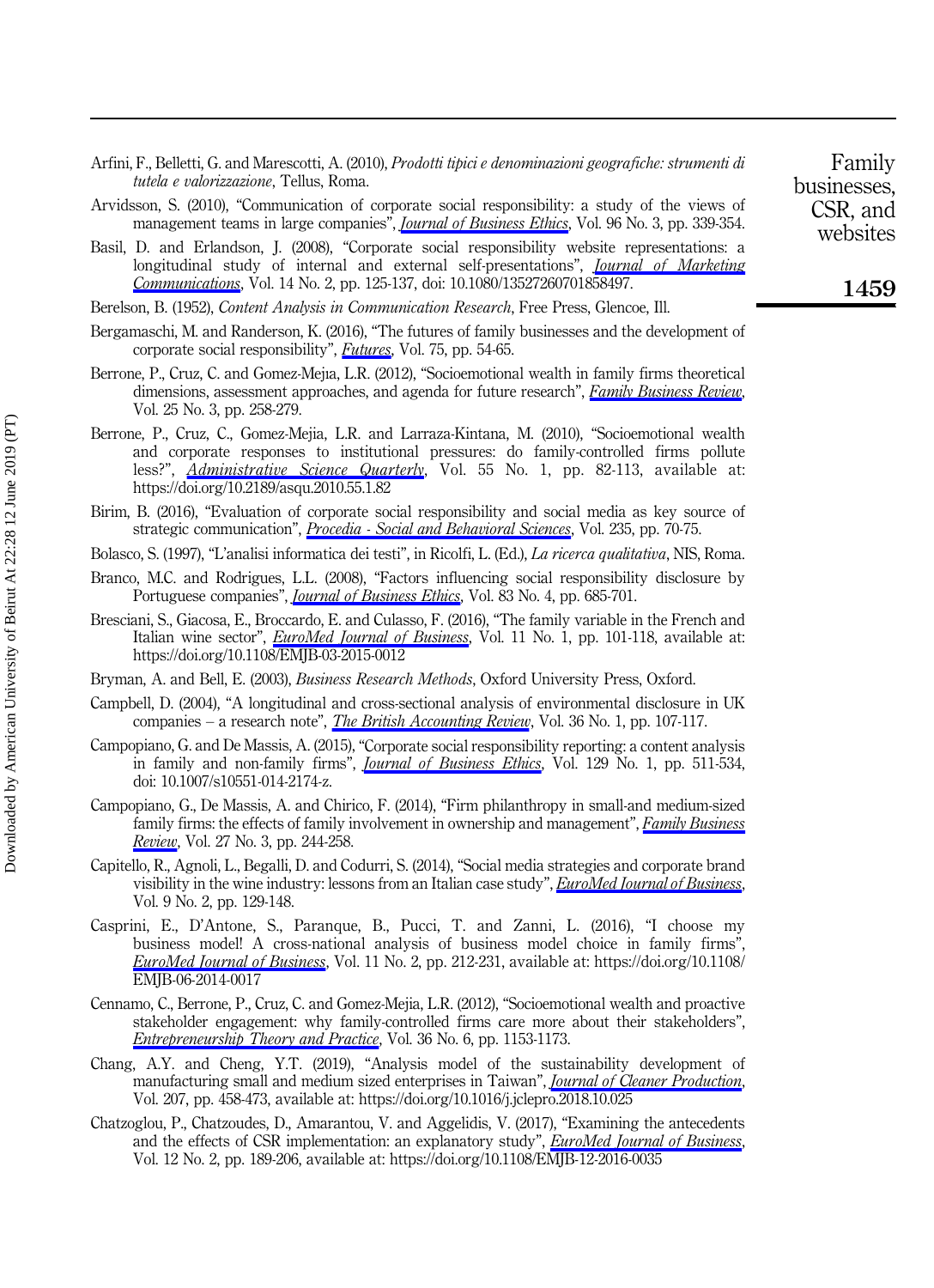Arfini, F., Belletti, G. and Marescotti, A. (2010), *Prodotti tipici e denominazioni geografiche: strumenti di tutela e valorizzazione*, Tellus, Roma.

Arvidsson, S. (2010), "Communication of corporate social responsibility: a study of the views of management teams in large companies", *Journal of Business Ethics*, Vol. 96 No. 3, pp. 339-354.

Basil, D. and Erlandson, J. (2008), "Corporate social responsibility website representations: a longitudinal study of internal and external self-presentations", *Journal of Marketing Communications*, Vol. 14 No. 2, pp. 125-137, doi: 10.1080/13527260701858497.

Berelson, B. (1952), *Content Analysis in Communication Research*, Free Press, Glencoe, Ill.

Bergamaschi, M. and Randerson, K. (2016), "The futures of family businesses and the development of corporate social responsibility", *Futures*, Vol. 75, pp. 54-65.

Berrone, P., Cruz, C. and Gomez-Mejia, L.R. (2012), "Socioemotional wealth in family firms theoretical dimensions, assessment approaches, and agenda for future research", *Family Business Review*, Vol. 25 No. 3, pp. 258-279.

Berrone, P., Cruz, C., Gomez-Mejia, L.R. and Larraza-Kintana, M. (2010), "Socioemotional wealth and corporate responses to institutional pressures: do family-controlled firms pollute less?", *Administrative Science Quarterly*, Vol. 55 No. 1, pp. 82-113, available at: https://doi.org/10.2189/asqu.2010.55.1.82

Birim, B. (2016), "Evaluation of corporate social responsibility and social media as key source of strategic communication", *Procedia - Social and Behavioral Sciences*, Vol. 235, pp. 70-75.

Bolasco, S. (1997), "L'analisi informatica dei testi", in Ricolfi, L. (Ed.), *La ricerca qualitativa*, NIS, Roma.

Branco, M.C. and Rodrigues, L.L. (2008), "Factors influencing social responsibility disclosure by Portuguese companies", *Journal of Business Ethics*, Vol. 83 No. 4, pp. 685-701.

Bresciani, S., Giacosa, E., Broccardo, E. and Culasso, F. (2016), "The family variable in the French and Italian wine sector", *EuroMed Journal of Business*, Vol. 11 No. 1, pp. 101-118, available at: https://doi.org/10.1108/EMJB-03-2015-0012

Bryman, A. and Bell, E. (2003), *Business Research Methods*, Oxford University Press, Oxford.

Campbell, D. (2004), "A longitudinal and cross-sectional analysis of environmental disclosure in UK companies – a research note", *The British Accounting Review*, Vol. 36 No. 1, pp. 107-117.

Campopiano, G. and De Massis, A. (2015), "Corporate social responsibility reporting: a content analysis in family and non-family firms", *Journal of Business Ethics*, Vol. 129 No. 1, pp. 511-534, doi: 10.1007/s10551-014-2174-z.

Campopiano, G., De Massis, A. and Chirico, F. (2014), "Firm philanthropy in small-and medium-sized family firms: the effects of family involvement in ownership and management", *Family Business Review*, Vol. 27 No. 3, pp. 244-258.

Capitello, R., Agnoli, L., Begalli, D. and Codurri, S. (2014), "Social media strategies and corporate brand visibility in the wine industry: lessons from an Italian case study", *EuroMed Journal of Business*, Vol. 9 No. 2, pp. 129-148.

Casprini, E., D'Antone, S., Paranque, B., Pucci, T. and Zanni, L. (2016), "I choose my business model! A cross-national analysis of business model choice in family firms", *EuroMed Journal of Business*, Vol. 11 No. 2, pp. 212-231, available at: https://doi.org/10.1108/EMJB-06-2014-0017

Cennamo, C., Berrone, P., Cruz, C. and Gomez-Mejia, L.R. (2012), "Socioemotional wealth and proactive stakeholder engagement: why family-controlled firms care more about their stakeholders", *Entrepreneurship Theory and Practice*, Vol. 36 No. 6, pp. 1153-1173.

Chang, A.Y. and Cheng, Y.T. (2019), "Analysis model of the sustainability development of manufacturing small and medium sized enterprises in Taiwan", *Journal of Cleaner Production*, Vol. 207, pp. 458-473, available at: https://doi.org/10.1016/j.jclepro.2018.10.025

Chatzoglou, P., Chatzoudes, D., Amarantou, V. and Aggelidis, V. (2017), "Examining the antecedents and the effects of CSR implementation: an explanatory study", *EuroMed Journal of Business*, Vol. 12 No. 2, pp. 189-206, available at: https://doi.org/10.1108/EMJB-12-2016-0035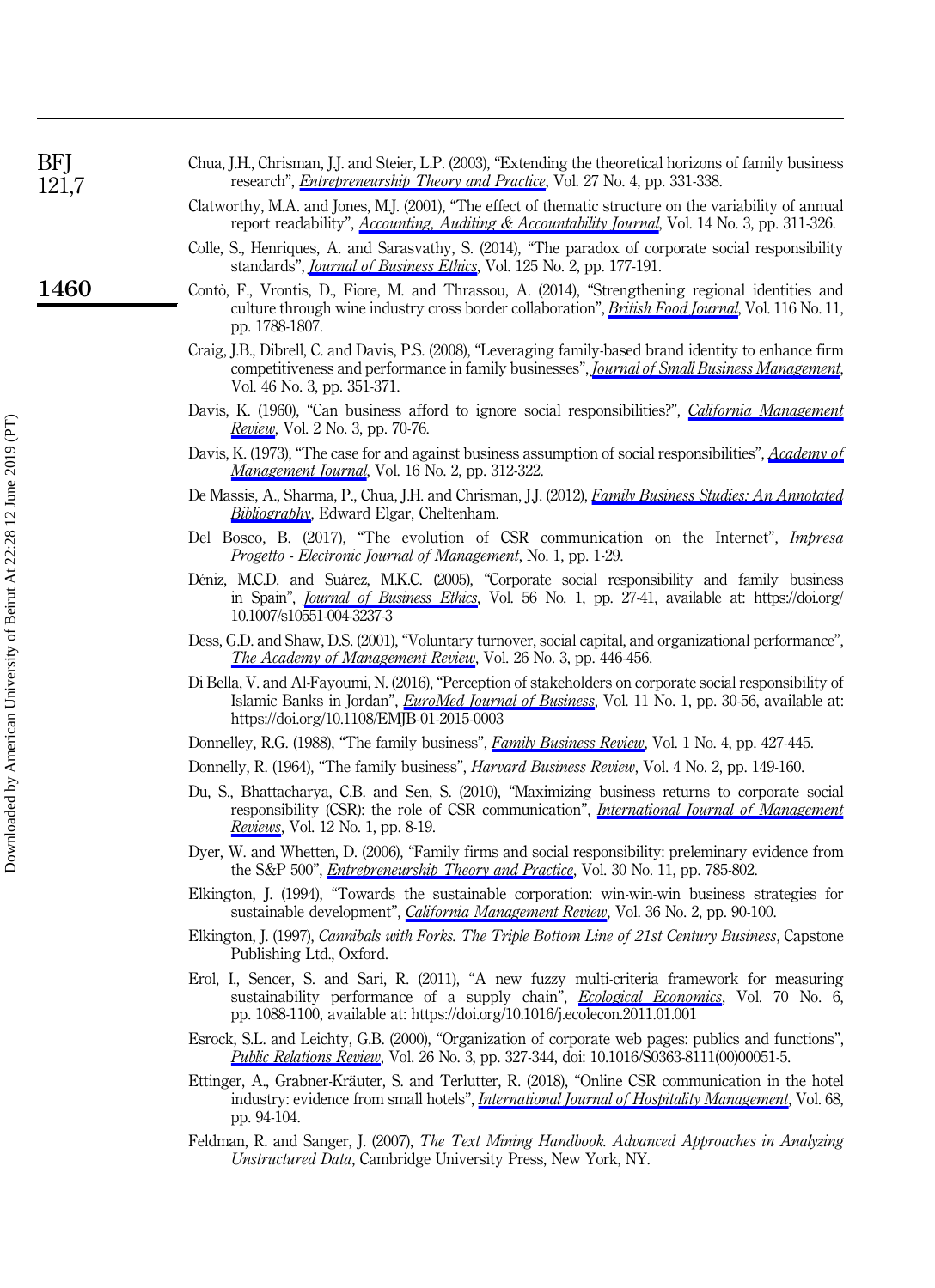Chua, J.H., Chrisman, J.J. and Steier, L.P. (2003), "Extending the theoretical horizons of family business research", *Entrepreneurship Theory and Practice*, Vol. 27 No. 4, pp. 331-338.

Clatworthy, M.A. and Jones, M.J. (2001), "The effect of thematic structure on the variability of annual report readability", *Accounting, Auditing & Accountability Journal*, Vol. 14 No. 3, pp. 311-326.

Colle, S., Henriques, A. and Sarasvathy, S. (2014), "The paradox of corporate social responsibility standards", *Journal of Business Ethics*, Vol. 125 No. 2, pp. 177-191.

Contò, F., Vrontis, D., Fiore, M. and Thrassou, A. (2014), "Strengthening regional identities and culture through wine industry cross border collaboration", *British Food Journal*, Vol. 116 No. 11, pp. 1788-1807.

Craig, J.B., Dibrell, C. and Davis, P.S. (2008), "Leveraging family-based brand identity to enhance firm competitiveness and performance in family businesses", *Journal of Small Business Management*, Vol. 46 No. 3, pp. 351-371.

Davis, K. (1960), "Can business afford to ignore social responsibilities?", *California Management Review*, Vol. 2 No. 3, pp. 70-76.

Davis, K. (1973), "The case for and against business assumption of social responsibilities", *Academy of Management Journal*, Vol. 16 No. 2, pp. 312-322.

De Massis, A., Sharma, P., Chua, J.H. and Chrisman, J.J. (2012), *Family Business Studies: An Annotated Bibliography*, Edward Elgar, Cheltenham.

Del Bosco, B. (2017), "The evolution of CSR communication on the Internet", *Impresa Progetto - Electronic Journal of Management*, No. 1, pp. 1-29.

Déniz, M.C.D. and Suárez, M.K.C. (2005), "Corporate social responsibility and family business in Spain", *Journal of Business Ethics*, Vol. 56 No. 1, pp. 27-41, available at: https://doi.org/10.1007/s10551-004-3237-3

Dess, G.D. and Shaw, D.S. (2001), "Voluntary turnover, social capital, and organizational performance", *The Academy of Management Review*, Vol. 26 No. 3, pp. 446-456.

Di Bella, V. and Al-Fayoumi, N. (2016), "Perception of stakeholders on corporate social responsibility of Islamic Banks in Jordan", *EuroMed Journal of Business*, Vol. 11 No. 1, pp. 30-56, available at: https://doi.org/10.1108/EMJB-01-2015-0003

Donnelley, R.G. (1988), "The family business", *Family Business Review*, Vol. 1 No. 4, pp. 427-445.

Donnelly, R. (1964), "The family business", *Harvard Business Review*, Vol. 4 No. 2, pp. 149-160.

Du, S., Bhattacharya, C.B. and Sen, S. (2010), "Maximizing business returns to corporate social responsibility (CSR): the role of CSR communication", *International Journal of Management Reviews*, Vol. 12 No. 1, pp. 8-19.

Dyer, W. and Whetten, D. (2006), "Family firms and social responsibility: preleminary evidence from the S&P 500", *Entrepreneurship Theory and Practice*, Vol. 30 No. 11, pp. 785-802.

Elkington, J. (1994), "Towards the sustainable corporation: win-win-win business strategies for sustainable development", *California Management Review*, Vol. 36 No. 2, pp. 90-100.

Elkington, J. (1997), *Cannibals with Forks. The Triple Bottom Line of 21st Century Business*, Capstone Publishing Ltd., Oxford.

Erol, I., Sencer, S. and Sari, R. (2011), "A new fuzzy multi-criteria framework for measuring sustainability performance of a supply chain", *Ecological Economics*, Vol. 70 No. 6, pp. 1088-1100, available at: https://doi.org/10.1016/j.ecolecon.2011.01.001

Esrock, S.L. and Leichty, G.B. (2000), "Organization of corporate web pages: publics and functions", *Public Relations Review*, Vol. 26 No. 3, pp. 327-344, doi: 10.1016/S0363-8111(00)00051-5.

Ettinger, A., Grabner-Kräuter, S. and Terlutter, R. (2018), "Online CSR communication in the hotel industry: evidence from small hotels", *International Journal of Hospitality Management*, Vol. 68, pp. 94-104.

Feldman, R. and Sanger, J. (2007), *The Text Mining Handbook. Advanced Approaches in Analyzing Unstructured Data*, Cambridge University Press, New York, NY.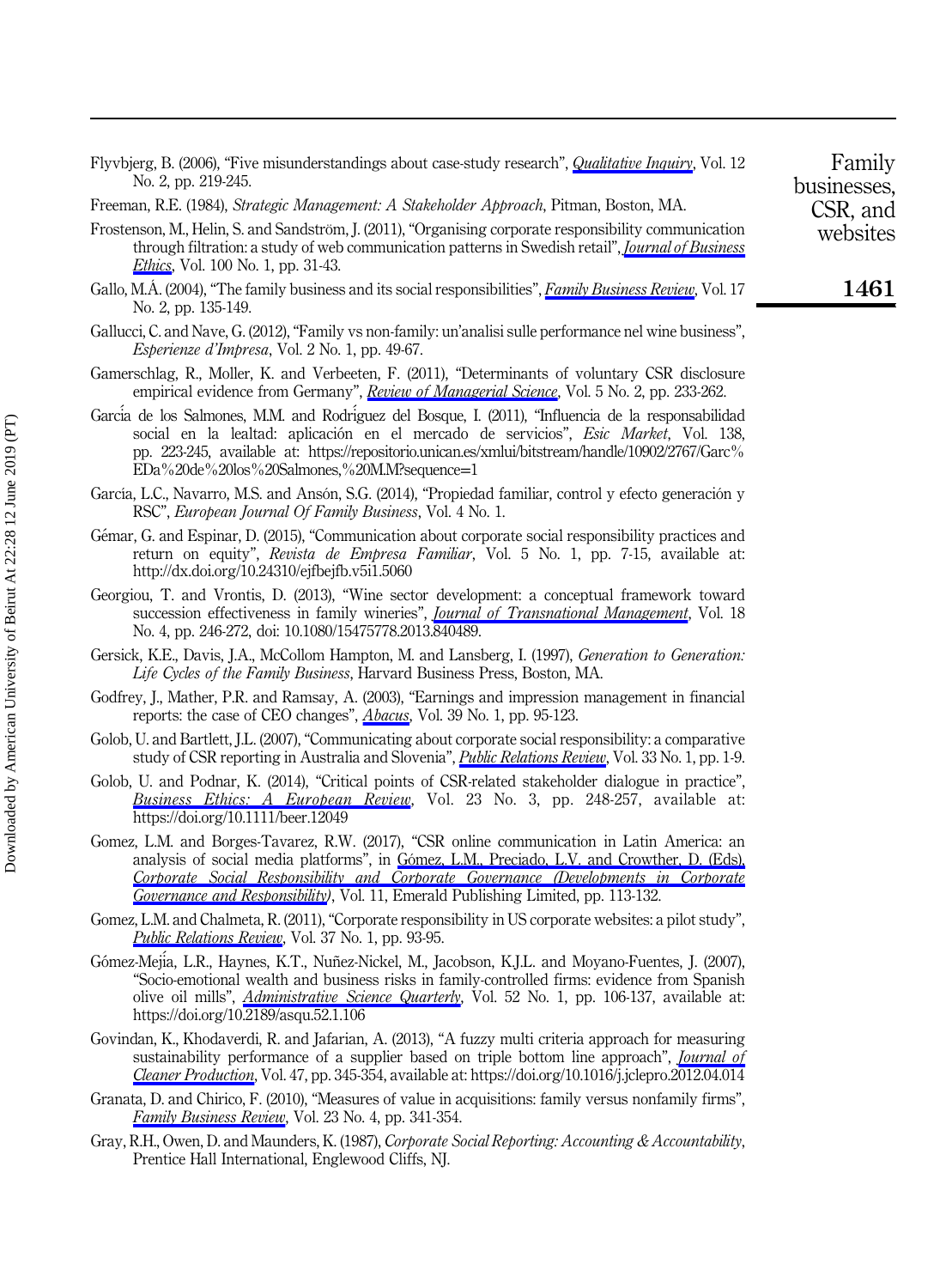Flyvbjerg, B. (2006), "Five misunderstandings about case-study research", *Qualitative Inquiry*, Vol. 12 No. 2, pp. 219-245.

Freeman, R.E. (1984), *Strategic Management: A Stakeholder Approach*, Pitman, Boston, MA.

Frostenson, M., Helin, S. and Sandström, J. (2011), "Organising corporate responsibility communication through filtration: a study of web communication patterns in Swedish retail", *Journal of Business Ethics*, Vol. 100 No. 1, pp. 31-43.

Gallo, M.Á. (2004), "The family business and its social responsibilities", *Family Business Review*, Vol. 17 No. 2, pp. 135-149.

Gallucci, C. and Nave, G. (2012), "Family vs non-family: un'analisi sulle performance nel wine business", *Esperienze d'Impresa*, Vol. 2 No. 1, pp. 49-67.

Gamerschlag, R., Moller, K. and Verbeeten, F. (2011), "Determinants of voluntary CSR disclosure empirical evidence from Germany", *Review of Managerial Science*, Vol. 5 No. 2, pp. 233-262.

García de los Salmones, M.M. and Rodríguez del Bosque, I. (2011), "Influencia de la responsabilidad social en la lealtad: aplicación en el mercado de servicios", *Esic Market*, Vol. 138, pp. 223-245, available at: https://repositorio.unican.es/xmlui/bitstream/handle/10902/2767/Garc%EDa%20de%20los%20Salmones,%20M.M?sequence=1

García, L.C., Navarro, M.S. and Ansón, S.G. (2014), "Propiedad familiar, control y efecto generación y RSC", *European Journal Of Family Business*, Vol. 4 No. 1.

Gémar, G. and Espinar, D. (2015), "Communication about corporate social responsibility practices and return on equity", *Revista de Empresa Familiar*, Vol. 5 No. 1, pp. 7-15, available at: http://dx.doi.org/10.24310/ejfbejfb.v5i1.5060

Georgiou, T. and Vrontis, D. (2013), "Wine sector development: a conceptual framework toward succession effectiveness in family wineries", *Journal of Transnational Management*, Vol. 18 No. 4, pp. 246-272, doi: 10.1080/15475778.2013.840489.

Gersick, K.E., Davis, J.A., McCollom Hampton, M. and Lansberg, I. (1997), *Generation to Generation: Life Cycles of the Family Business*, Harvard Business Press, Boston, MA.

Godfrey, J., Mather, P.R. and Ramsay, A. (2003), "Earnings and impression management in financial reports: the case of CEO changes", *Abacus*, Vol. 39 No. 1, pp. 95-123.

Golob, U. and Bartlett, J.L. (2007), "Communicating about corporate social responsibility: a comparative study of CSR reporting in Australia and Slovenia", *Public Relations Review*, Vol. 33 No. 1, pp. 1-9.

Golob, U. and Podnar, K. (2014), "Critical points of CSR-related stakeholder dialogue in practice", *Business Ethics: A European Review*, Vol. 23 No. 3, pp. 248-257, available at: https://doi.org/10.1111/beer.12049

Gomez, L.M. and Borges-Tavarez, R.W. (2017), "CSR online communication in Latin America: an analysis of social media platforms", in Gómez, L.M., Preciado, L.V. and Crowther, D. (Eds), *Corporate Social Responsibility and Corporate Governance (Developments in Corporate Governance and Responsibility)*, Vol. 11, Emerald Publishing Limited, pp. 113-132.

Gomez, L.M. and Chalmeta, R. (2011), "Corporate responsibility in US corporate websites: a pilot study", *Public Relations Review*, Vol. 37 No. 1, pp. 93-95.

Gómez-Mejía, L.R., Haynes, K.T., Nuñez-Nickel, M., Jacobson, K.J.L. and Moyano-Fuentes, J. (2007), "Socio-emotional wealth and business risks in family-controlled firms: evidence from Spanish olive oil mills", *Administrative Science Quarterly*, Vol. 52 No. 1, pp. 106-137, available at: https://doi.org/10.2189/asqu.52.1.106

Govindan, K., Khodaverdi, R. and Jafarian, A. (2013), "A fuzzy multi criteria approach for measuring sustainability performance of a supplier based on triple bottom line approach", *Journal of Cleaner Production*, Vol. 47, pp. 345-354, available at: https://doi.org/10.1016/j.jclepro.2012.04.014

Granata, D. and Chirico, F. (2010), "Measures of value in acquisitions: family versus nonfamily firms", *Family Business Review*, Vol. 23 No. 4, pp. 341-354.

Gray, R.H., Owen, D. and Maunders, K. (1987), *Corporate Social Reporting: Accounting & Accountability*, Prentice Hall International, Englewood Cliffs, NJ.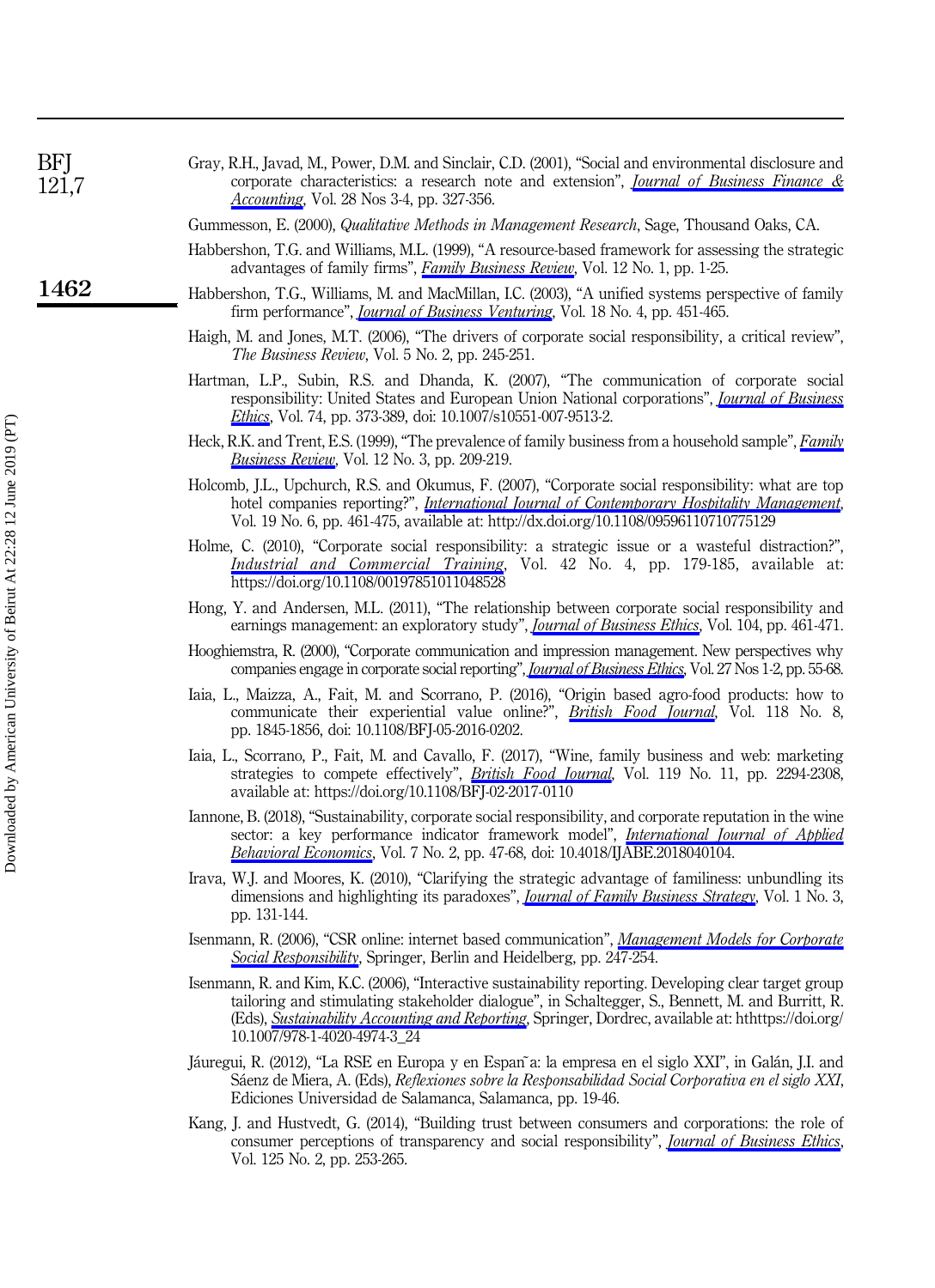Gray, R.H., Javad, M., Power, D.M. and Sinclair, C.D. (2001), "Social and environmental disclosure and corporate characteristics: a research note and extension", *Journal of Business Finance & Accounting*, Vol. 28 Nos 3-4, pp. 327-356.

Gummesson, E. (2000), *Qualitative Methods in Management Research*, Sage, Thousand Oaks, CA.

Habbershon, T.G. and Williams, M.L. (1999), "A resource-based framework for assessing the strategic advantages of family firms", *Family Business Review*, Vol. 12 No. 1, pp. 1-25.

Habbershon, T.G., Williams, M. and MacMillan, I.C. (2003), "A unified systems perspective of family firm performance", *Journal of Business Venturing*, Vol. 18 No. 4, pp. 451-465.

Haigh, M. and Jones, M.T. (2006), "The drivers of corporate social responsibility, a critical review", *The Business Review*, Vol. 5 No. 2, pp. 245-251.

Hartman, L.P., Subin, R.S. and Dhanda, K. (2007), "The communication of corporate social responsibility: United States and European Union National corporations", *Journal of Business Ethics*, Vol. 74, pp. 373-389, doi: 10.1007/s10551-007-9513-2.

Heck, R.K. and Trent, E.S. (1999), "The prevalence of family business from a household sample", *Family Business Review*, Vol. 12 No. 3, pp. 209-219.

Holcomb, J.L., Upchurch, R.S. and Okumus, F. (2007), "Corporate social responsibility: what are top hotel companies reporting?", *International Journal of Contemporary Hospitality Management*, Vol. 19 No. 6, pp. 461-475, available at: http://dx.doi.org/10.1108/09596110710775129

Holme, C. (2010), "Corporate social responsibility: a strategic issue or a wasteful distraction?", *Industrial and Commercial Training*, Vol. 42 No. 4, pp. 179-185, available at: https://doi.org/10.1108/00197851011048528

Hong, Y. and Andersen, M.L. (2011), "The relationship between corporate social responsibility and earnings management: an exploratory study", *Journal of Business Ethics*, Vol. 104, pp. 461-471.

Hooghiemstra, R. (2000), "Corporate communication and impression management. New perspectives why companies engage in corporate social reporting", *Journal of Business Ethics*, Vol. 27 Nos 1-2, pp. 55-68.

Iaia, L., Maizza, A., Fait, M. and Scorrano, P. (2016), "Origin based agro-food products: how to communicate their experiential value online?", *British Food Journal*, Vol. 118 No. 8, pp. 1845-1856, doi: 10.1108/BFJ-05-2016-0202.

Iaia, L., Scorrano, P., Fait, M. and Cavallo, F. (2017), "Wine, family business and web: marketing strategies to compete effectively", *British Food Journal*, Vol. 119 No. 11, pp. 2294-2308, available at: https://doi.org/10.1108/BFJ-02-2017-0110

Iannone, B. (2018), "Sustainability, corporate social responsibility, and corporate reputation in the wine sector: a key performance indicator framework model", *International Journal of Applied Behavioral Economics*, Vol. 7 No. 2, pp. 47-68, doi: 10.4018/IJABE.2018040104.

Irava, W.J. and Moores, K. (2010), "Clarifying the strategic advantage of familiness: unbundling its dimensions and highlighting its paradoxes", *Journal of Family Business Strategy*, Vol. 1 No. 3, pp. 131-144.

Isenmann, R. (2006), "CSR online: internet based communication", *Management Models for Corporate Social Responsibility*, Springer, Berlin and Heidelberg, pp. 247-254.

Isenmann, R. and Kim, K.C. (2006), "Interactive sustainability reporting. Developing clear target group tailoring and stimulating stakeholder dialogue", in Schaltegger, S., Bennett, M. and Burritt, R. (Eds), *Sustainability Accounting and Reporting*, Springer, Dordrec, available at: hthttps://doi.org/10.1007/978-1-4020-4974-3_24

Jáuregui, R. (2012), "La RSE en Europa y en España: la empresa en el siglo XXI", in Galán, J.I. and Sáenz de Miera, A. (Eds), *Reflexiones sobre la Responsabilidad Social Corporativa en el siglo XXI*, Ediciones Universidad de Salamanca, Salamanca, pp. 19-46.

Kang, J. and Hustvedt, G. (2014), "Building trust between consumers and corporations: the role of consumer perceptions of transparency and social responsibility", *Journal of Business Ethics*, Vol. 125 No. 2, pp. 253-265.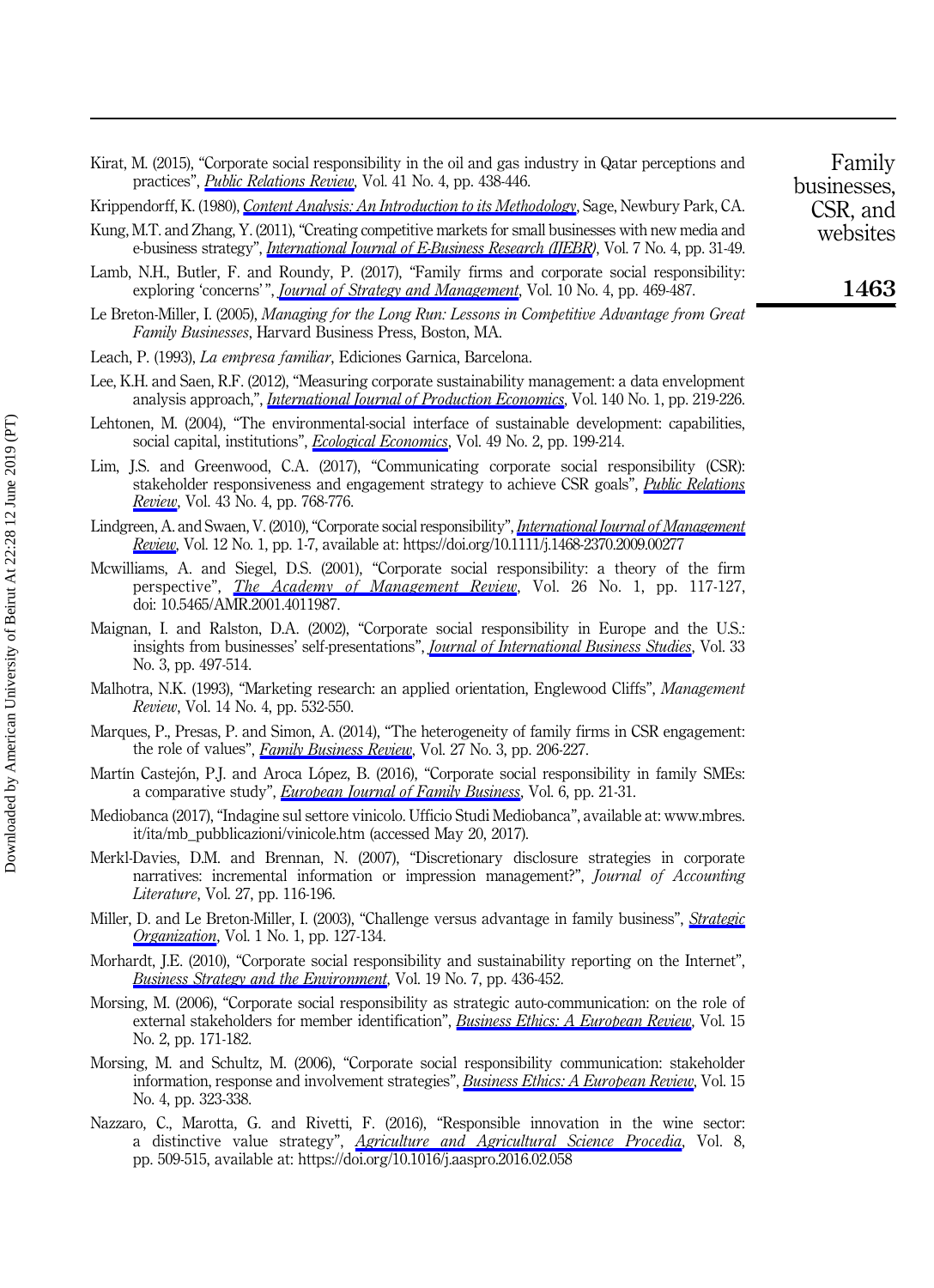Kirat, M. (2015), "Corporate social responsibility in the oil and gas industry in Qatar perceptions and practices", *Public Relations Review*, Vol. 41 No. 4, pp. 438-446.

Krippendorff, K. (1980), *Content Analysis: An Introduction to its Methodology*, Sage, Newbury Park, CA.

Kung, M.T. and Zhang, Y. (2011), "Creating competitive markets for small businesses with new media and e-business strategy", *International Journal of E-Business Research (IJEBR)*, Vol. 7 No. 4, pp. 31-49.

Lamb, N.H., Butler, F. and Roundy, P. (2017), "Family firms and corporate social responsibility: exploring 'concerns'", *Journal of Strategy and Management*, Vol. 10 No. 4, pp. 469-487.

Le Breton-Miller, I. (2005), *Managing for the Long Run: Lessons in Competitive Advantage from Great Family Businesses*, Harvard Business Press, Boston, MA.

Leach, P. (1993), *La empresa familiar*, Ediciones Garnica, Barcelona.

Lee, K.H. and Saen, R.F. (2012), "Measuring corporate sustainability management: a data envelopment analysis approach,", *International Journal of Production Economics*, Vol. 140 No. 1, pp. 219-226.

Lehtonen, M. (2004), "The environmental-social interface of sustainable development: capabilities, social capital, institutions", *Ecological Economics*, Vol. 49 No. 2, pp. 199-214.

Lim, J.S. and Greenwood, C.A. (2017), "Communicating corporate social responsibility (CSR): stakeholder responsiveness and engagement strategy to achieve CSR goals", *Public Relations Review*, Vol. 43 No. 4, pp. 768-776.

Lindgreen, A. and Swaen, V. (2010), "Corporate social responsibility", *International Journal of Management Review*, Vol. 12 No. 1, pp. 1-7, available at: https://doi.org/10.1111/j.1468-2370.2009.00277

Mcwilliams, A. and Siegel, D.S. (2001), "Corporate social responsibility: a theory of the firm perspective", *The Academy of Management Review*, Vol. 26 No. 1, pp. 117-127, doi: 10.5465/AMR.2001.4011987.

Maignan, I. and Ralston, D.A. (2002), "Corporate social responsibility in Europe and the U.S.: insights from businesses' self-presentations", *Journal of International Business Studies*, Vol. 33 No. 3, pp. 497-514.

Malhotra, N.K. (1993), "Marketing research: an applied orientation, Englewood Cliffs", *Management Review*, Vol. 14 No. 4, pp. 532-550.

Marques, P., Presas, P. and Simon, A. (2014), "The heterogeneity of family firms in CSR engagement: the role of values", *Family Business Review*, Vol. 27 No. 3, pp. 206-227.

Martín Castejón, P.J. and Aroca López, B. (2016), "Corporate social responsibility in family SMEs: a comparative study", *European Journal of Family Business*, Vol. 6, pp. 21-31.

Mediobanca (2017), "Indagine sul settore vinicolo. Ufficio Studi Mediobanca", available at: www.mbres.it/ita/mb_pubblicazioni/vinicole.htm (accessed May 20, 2017).

Merkl-Davies, D.M. and Brennan, N. (2007), "Discretionary disclosure strategies in corporate narratives: incremental information or impression management?", *Journal of Accounting Literature*, Vol. 27, pp. 116-196.

Miller, D. and Le Breton-Miller, I. (2003), "Challenge versus advantage in family business", *Strategic Organization*, Vol. 1 No. 1, pp. 127-134.

Morhardt, J.E. (2010), "Corporate social responsibility and sustainability reporting on the Internet", *Business Strategy and the Environment*, Vol. 19 No. 7, pp. 436-452.

Morsing, M. (2006), "Corporate social responsibility as strategic auto-communication: on the role of external stakeholders for member identification", *Business Ethics: A European Review*, Vol. 15 No. 2, pp. 171-182.

Morsing, M. and Schultz, M. (2006), "Corporate social responsibility communication: stakeholder information, response and involvement strategies", *Business Ethics: A European Review*, Vol. 15 No. 4, pp. 323-338.

Nazzaro, C., Marotta, G. and Rivetti, F. (2016), "Responsible innovation in the wine sector: a distinctive value strategy", *Agriculture and Agricultural Science Procedia*, Vol. 8, pp. 509-515, available at: https://doi.org/10.1016/j.aaspro.2016.02.058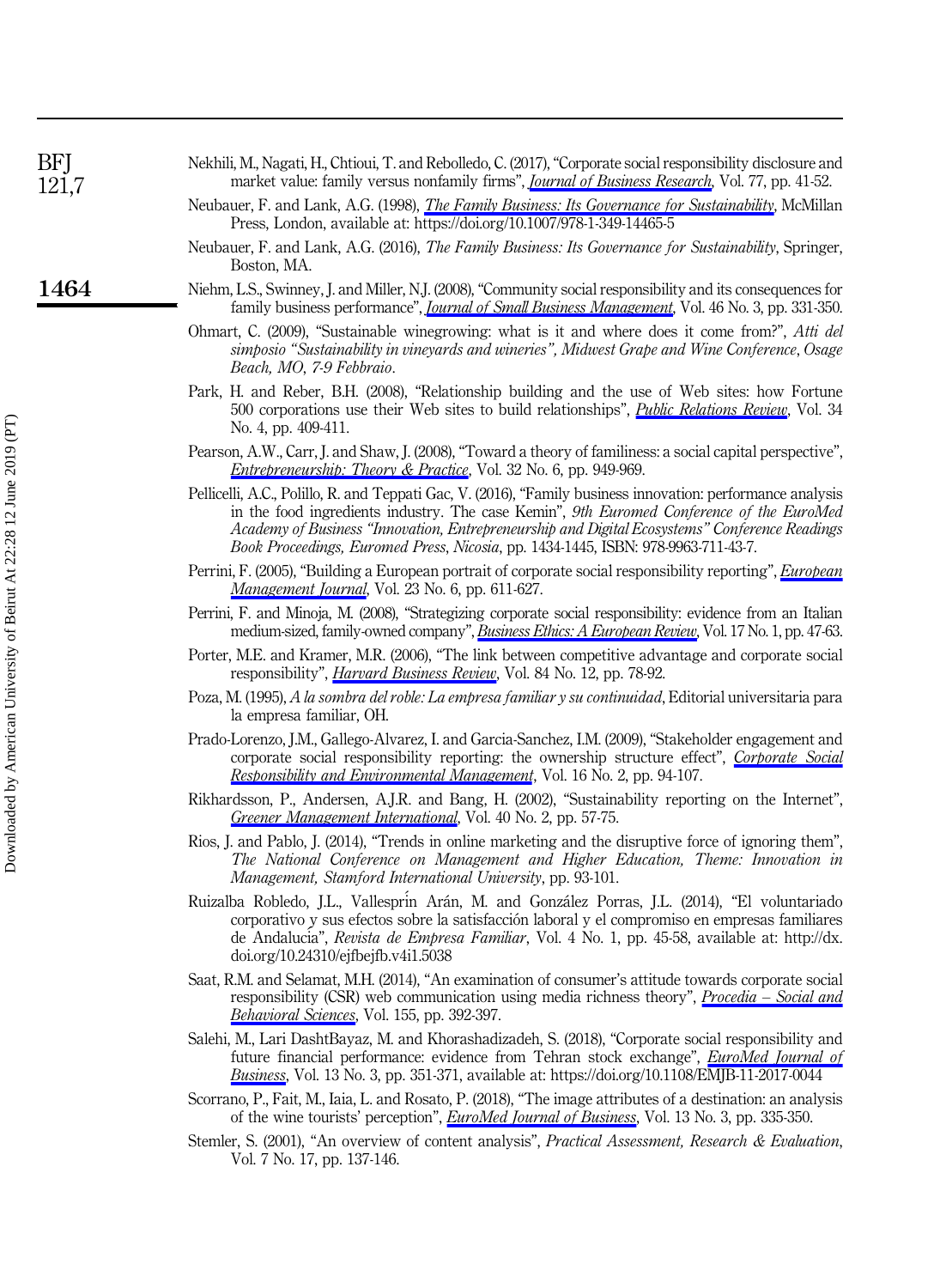Nekhili, M., Nagati, H., Chtioui, T. and Rebolledo, C. (2017), "Corporate social responsibility disclosure and market value: family versus nonfamily firms", *Journal of Business Research*, Vol. 77, pp. 41-52.

Neubauer, F. and Lank, A.G. (1998), *The Family Business: Its Governance for Sustainability*, McMillan Press, London, available at: https://doi.org/10.1007/978-1-349-14465-5

Neubauer, F. and Lank, A.G. (2016), *The Family Business: Its Governance for Sustainability*, Springer, Boston, MA.

Niehm, L.S., Swinney, J. and Miller, N.J. (2008), "Community social responsibility and its consequences for family business performance", *Journal of Small Business Management*, Vol. 46 No. 3, pp. 331-350.

Ohmart, C. (2009), "Sustainable winegrowing: what is it and where does it come from?", *Atti del simposio "Sustainability in vineyards and wineries", Midwest Grape and Wine Conference, Osage Beach, MO, 7-9 Febbraio*.

Park, H. and Reber, B.H. (2008), "Relationship building and the use of Web sites: how Fortune 500 corporations use their Web sites to build relationships", *Public Relations Review*, Vol. 34 No. 4, pp. 409-411.

Pearson, A.W., Carr, J. and Shaw, J. (2008), "Toward a theory of familiness: a social capital perspective", *Entrepreneurship: Theory & Practice*, Vol. 32 No. 6, pp. 949-969.

Pellicelli, A.C., Polillo, R. and Teppati Gac, V. (2016), "Family business innovation: performance analysis in the food ingredients industry. The case Kemin", *9th Euromed Conference of the EuroMed Academy of Business "Innovation, Entrepreneurship and Digital Ecosystems" Conference Readings Book Proceedings, Euromed Press, Nicosia*, pp. 1434-1445, ISBN: 978-9963-711-43-7.

Perrini, F. (2005), "Building a European portrait of corporate social responsibility reporting", *European Management Journal*, Vol. 23 No. 6, pp. 611-627.

Perrini, F. and Minoja, M. (2008), "Strategizing corporate social responsibility: evidence from an Italian medium-sized, family-owned company", *Business Ethics: A European Review*, Vol. 17 No. 1, pp. 47-63.

Porter, M.E. and Kramer, M.R. (2006), "The link between competitive advantage and corporate social responsibility", *Harvard Business Review*, Vol. 84 No. 12, pp. 78-92.

Poza, M. (1995), *A la sombra del roble: La empresa familiar y su continuidad*, Editorial universitaria para la empresa familiar, OH.

Prado-Lorenzo, J.M., Gallego-Alvarez, I. and Garcia-Sanchez, I.M. (2009), "Stakeholder engagement and corporate social responsibility reporting: the ownership structure effect", *Corporate Social Responsibility and Environmental Management*, Vol. 16 No. 2, pp. 94-107.

Rikhardsson, P., Andersen, A.J.R. and Bang, H. (2002), "Sustainability reporting on the Internet", *Greener Management International*, Vol. 40 No. 2, pp. 57-75.

Rios, J. and Pablo, J. (2014), "Trends in online marketing and the disruptive force of ignoring them", *The National Conference on Management and Higher Education, Theme: Innovation in Management, Stamford International University*, pp. 93-101.

Ruizalba Robledo, J.L., Vallesprín Arán, M. and González Porras, J.L. (2014), "El voluntariado corporativo y sus efectos sobre la satisfacción laboral y el compromiso en empresas familiares de Andalucía", *Revista de Empresa Familiar*, Vol. 4 No. 1, pp. 45-58, available at: http://dx.doi.org/10.24310/ejfbejfb.v4i1.5038

Saat, R.M. and Selamat, M.H. (2014), "An examination of consumer's attitude towards corporate social responsibility (CSR) web communication using media richness theory", *Procedia – Social and Behavioral Sciences*, Vol. 155, pp. 392-397.

Salehi, M., Lari DashtBayaz, M. and Khorashadizadeh, S. (2018), "Corporate social responsibility and future financial performance: evidence from Tehran stock exchange", *EuroMed Journal of Business*, Vol. 13 No. 3, pp. 351-371, available at: https://doi.org/10.1108/EMJB-11-2017-0044

Scorrano, P., Fait, M., Iaia, L. and Rosato, P. (2018), "The image attributes of a destination: an analysis of the wine tourists' perception", *EuroMed Journal of Business*, Vol. 13 No. 3, pp. 335-350.

Stemler, S. (2001), "An overview of content analysis", *Practical Assessment, Research & Evaluation*, Vol. 7 No. 17, pp. 137-146.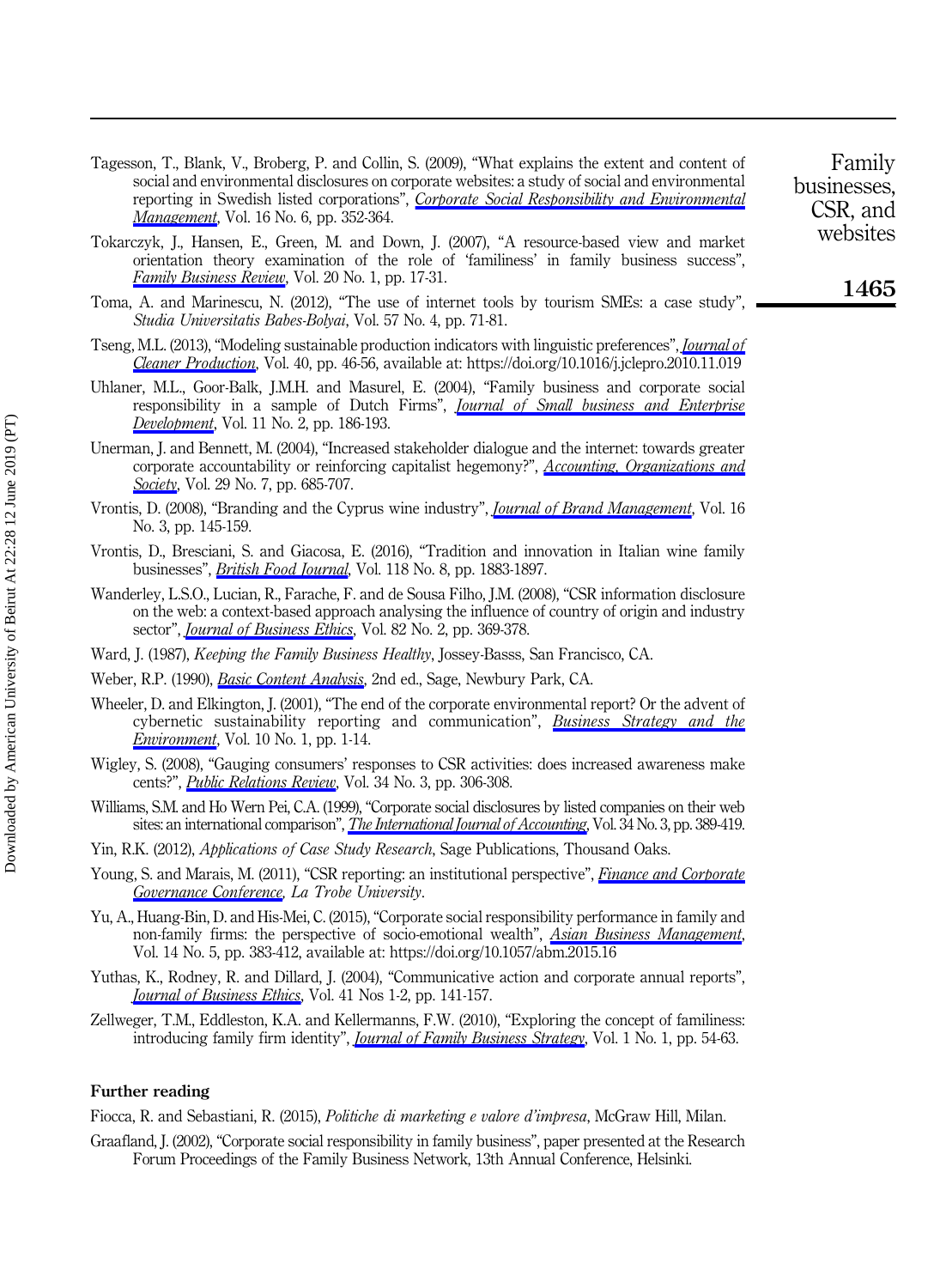Tagesson, T., Blank, V., Broberg, P. and Collin, S. (2009), "What explains the extent and content of social and environmental disclosures on corporate websites: a study of social and environmental reporting in Swedish listed corporations", *Corporate Social Responsibility and Environmental Management*, Vol. 16 No. 6, pp. 352-364.

Tokarczyk, J., Hansen, E., Green, M. and Down, J. (2007), "A resource-based view and market orientation theory examination of the role of 'familiness' in family business success", *Family Business Review*, Vol. 20 No. 1, pp. 17-31.

Toma, A. and Marinescu, N. (2012), "The use of internet tools by tourism SMEs: a case study", *Studia Universitatis Babes-Bolyai*, Vol. 57 No. 4, pp. 71-81.

Tseng, M.L. (2013), "Modeling sustainable production indicators with linguistic preferences", *Journal of Cleaner Production*, Vol. 40, pp. 46-56, available at: https://doi.org/10.1016/j.jclepro.2010.11.019

Uhlaner, M.L., Goor-Balk, J.M.H. and Masurel, E. (2004), "Family business and corporate social responsibility in a sample of Dutch Firms", *Journal of Small business and Enterprise Development*, Vol. 11 No. 2, pp. 186-193.

Unerman, J. and Bennett, M. (2004), "Increased stakeholder dialogue and the internet: towards greater corporate accountability or reinforcing capitalist hegemony?", *Accounting, Organizations and Society*, Vol. 29 No. 7, pp. 685-707.

Vrontis, D. (2008), "Branding and the Cyprus wine industry", *Journal of Brand Management*, Vol. 16 No. 3, pp. 145-159.

Vrontis, D., Bresciani, S. and Giacosa, E. (2016), "Tradition and innovation in Italian wine family businesses", *British Food Journal*, Vol. 118 No. 8, pp. 1883-1897.

Wanderley, L.S.O., Lucian, R., Farache, F. and de Sousa Filho, J.M. (2008), "CSR information disclosure on the web: a context-based approach analysing the influence of country of origin and industry sector", *Journal of Business Ethics*, Vol. 82 No. 2, pp. 369-378.

Ward, J. (1987), *Keeping the Family Business Healthy*, Jossey-Basss, San Francisco, CA.

Weber, R.P. (1990), *Basic Content Analysis*, 2nd ed., Sage, Newbury Park, CA.

Wheeler, D. and Elkington, J. (2001), "The end of the corporate environmental report? Or the advent of cybernetic sustainability reporting and communication", *Business Strategy and the Environment*, Vol. 10 No. 1, pp. 1-14.

Wigley, S. (2008), "Gauging consumers' responses to CSR activities: does increased awareness make cents?", *Public Relations Review*, Vol. 34 No. 3, pp. 306-308.

Williams, S.M. and Ho Wern Pei, C.A. (1999), "Corporate social disclosures by listed companies on their web sites: an international comparison", *The International Journal of Accounting*, Vol. 34 No. 3, pp. 389-419.

Yin, R.K. (2012), *Applications of Case Study Research*, Sage Publications, Thousand Oaks.

Young, S. and Marais, M. (2011), "CSR reporting: an institutional perspective", *Finance and Corporate Governance Conference*, *La Trobe University*.

Yu, A., Huang-Bin, D. and His-Mei, C. (2015), "Corporate social responsibility performance in family and non-family firms: the perspective of socio-emotional wealth", *Asian Business Management*, Vol. 14 No. 5, pp. 383-412, available at: https://doi.org/10.1057/abm.2015.16

Yuthas, K., Rodney, R. and Dillard, J. (2004), "Communicative action and corporate annual reports", *Journal of Business Ethics*, Vol. 41 Nos 1-2, pp. 141-157.

Zellweger, T.M., Eddleston, K.A. and Kellermanns, F.W. (2010), "Exploring the concept of familiness: introducing family firm identity", *Journal of Family Business Strategy*, Vol. 1 No. 1, pp. 54-63.

## Further reading

Fiocca, R. and Sebastiani, R. (2015), *Politiche di marketing e valore d'impresa*, McGraw Hill, Milan.

Graafland, J. (2002), "Corporate social responsibility in family business", paper presented at the Research Forum Proceedings of the Family Business Network, 13th Annual Conference, Helsinki.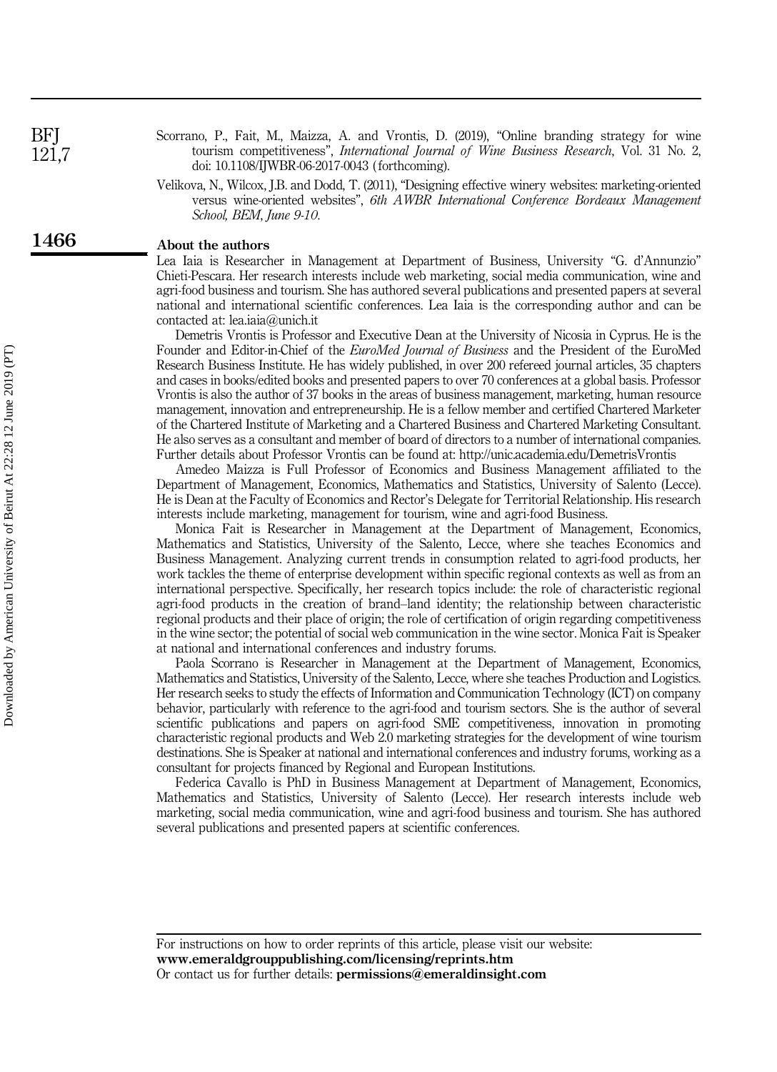Scorrano, P., Fait, M., Maizza, A. and Vrontis, D. (2019), "Online branding strategy for wine tourism competitiveness", *International Journal of Wine Business Research*, Vol. 31 No. 2, doi: 10.1108/IJWBR-06-2017-0043 (forthcoming).

Velikova, N., Wilcox, J.B. and Dodd, T. (2011), "Designing effective winery websites: marketing-oriented versus wine-oriented websites", *6th AWBR International Conference Bordeaux Management School, BEM, June 9-10*.

## About the authors

Lea Iaia is Researcher in Management at Department of Business, University "G. d'Annunzio" Chieti-Pescara. Her research interests include web marketing, social media communication, wine and agri-food business and tourism. She has authored several publications and presented papers at several national and international scientific conferences. Lea Iaia is the corresponding author and can be contacted at: lea.iaia@unich.it

Demetris Vrontis is Professor and Executive Dean at the University of Nicosia in Cyprus. He is the Founder and Editor-in-Chief of the *EuroMed Journal of Business* and the President of the EuroMed Research Business Institute. He has widely published, in over 200 refereed journal articles, 35 chapters and cases in books/edited books and presented papers to over 70 conferences at a global basis. Professor Vrontis is also the author of 37 books in the areas of business management, marketing, human resource management, innovation and entrepreneurship. He is a fellow member and certified Chartered Marketer of the Chartered Institute of Marketing and a Chartered Business and Chartered Marketing Consultant. He also serves as a consultant and member of board of directors to a number of international companies. Further details about Professor Vrontis can be found at: http://unic.academia.edu/DemetrisVrontis

Amedeo Maizza is Full Professor of Economics and Business Management affiliated to the Department of Management, Economics, Mathematics and Statistics, University of Salento (Lecce). He is Dean at the Faculty of Economics and Rector's Delegate for Territorial Relationship. His research interests include marketing, management for tourism, wine and agri-food Business.

Monica Fait is Researcher in Management at the Department of Management, Economics, Mathematics and Statistics, University of the Salento, Lecce, where she teaches Economics and Business Management. Analyzing current trends in consumption related to agri-food products, her work tackles the theme of enterprise development within specific regional contexts as well as from an international perspective. Specifically, her research topics include: the role of characteristic regional agri-food products in the creation of brand–land identity; the relationship between characteristic regional products and their place of origin; the role of certification of origin regarding competitiveness in the wine sector; the potential of social web communication in the wine sector. Monica Fait is Speaker at national and international conferences and industry forums.

Paola Scorrano is Researcher in Management at the Department of Management, Economics, Mathematics and Statistics, University of the Salento, Lecce, where she teaches Production and Logistics. Her research seeks to study the effects of Information and Communication Technology (ICT) on company behavior, particularly with reference to the agri-food and tourism sectors. She is the author of several scientific publications and papers on agri-food SME competitiveness, innovation in promoting characteristic regional products and Web 2.0 marketing strategies for the development of wine tourism destinations. She is Speaker at national and international conferences and industry forums, working as a consultant for projects financed by Regional and European Institutions.

Federica Cavallo is PhD in Business Management at Department of Management, Economics, Mathematics and Statistics, University of Salento (Lecce). Her research interests include web marketing, social media communication, wine and agri-food business and tourism. She has authored several publications and presented papers at scientific conferences.

For instructions on how to order reprints of this article, please visit our website:
**www.emeraldgrouppublishing.com/licensing/reprints.htm**
Or contact us for further details: **permissions@emeraldinsight.com**